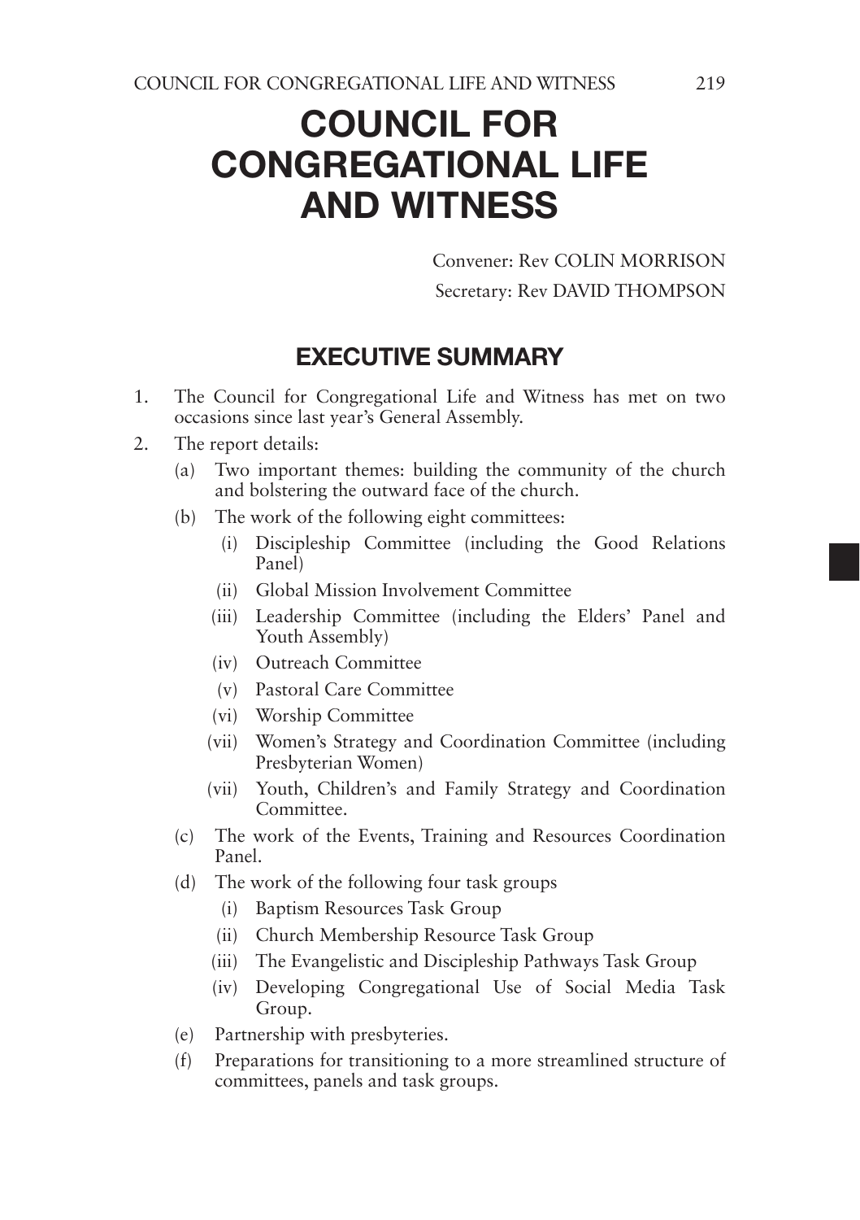# COUNCIL FOR CONGREGATIONAL LIFE AND WITNESS

Convener: Rev COLIN MORRISON

Secretary: Rev DAVID THOMPSON

## EXECUTIVE SUMMARY

1. The Council for Congregational Life and Witness has met on two occasions since last year's General Assembly.
2. The report details:
   - (a) Two important themes: building the community of the church and bolstering the outward face of the church.
   - (b) The work of the following eight committees:
     - (i) Discipleship Committee (including the Good Relations Panel)
     - (ii) Global Mission Involvement Committee
     - (iii) Leadership Committee (including the Elders' Panel and Youth Assembly)
     - (iv) Outreach Committee
     - (v) Pastoral Care Committee
     - (vi) Worship Committee
     - (vii) Women's Strategy and Coordination Committee (including Presbyterian Women)
     - (vii) Youth, Children's and Family Strategy and Coordination Committee.
   - (c) The work of the Events, Training and Resources Coordination Panel.
   - (d) The work of the following four task groups
     - (i) Baptism Resources Task Group
     - (ii) Church Membership Resource Task Group
     - (iii) The Evangelistic and Discipleship Pathways Task Group
     - (iv) Developing Congregational Use of Social Media Task Group.
   - (e) Partnership with presbyteries.
   - (f) Preparations for transitioning to a more streamlined structure of committees, panels and task groups.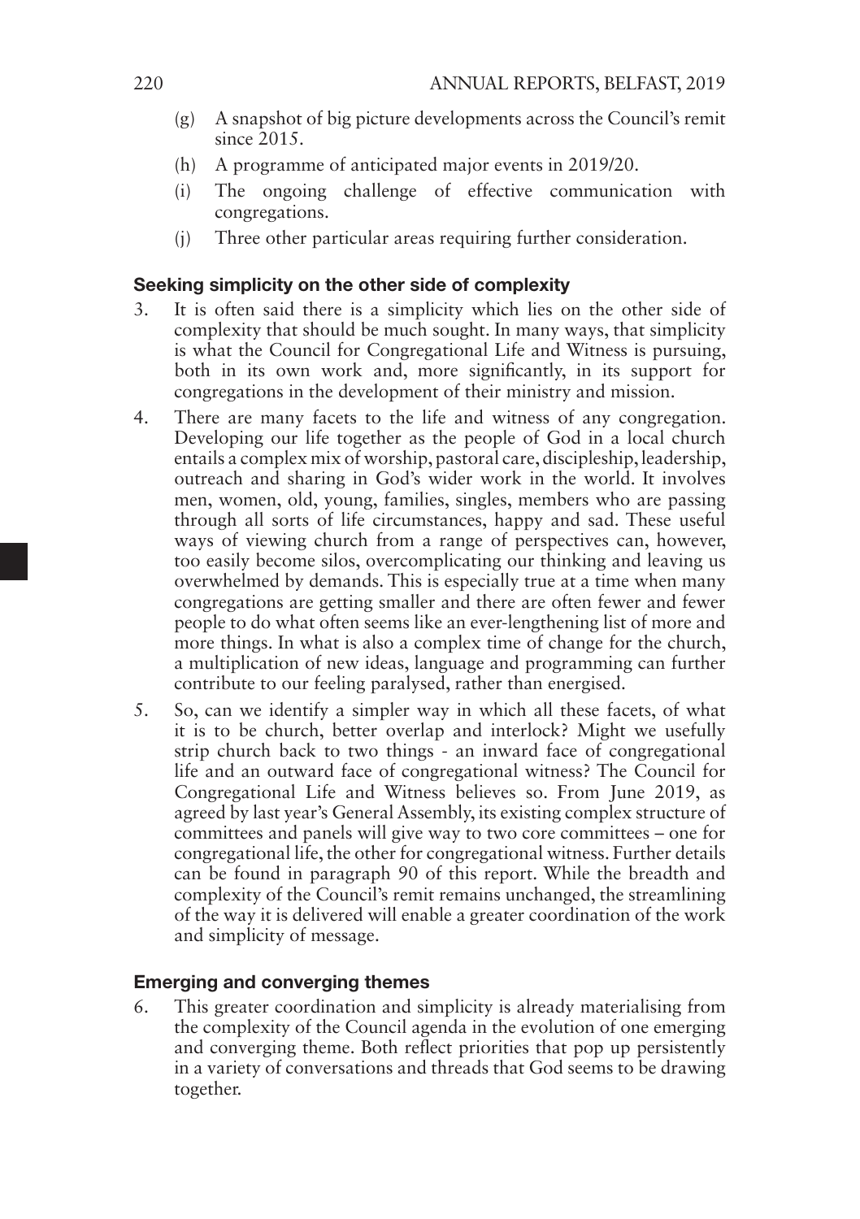(g) A snapshot of big picture developments across the Council's remit since 2015.

(h) A programme of anticipated major events in 2019/20.

(i) The ongoing challenge of effective communication with congregations.

(j) Three other particular areas requiring further consideration.

### Seeking simplicity on the other side of complexity

3. It is often said there is a simplicity which lies on the other side of complexity that should be much sought. In many ways, that simplicity is what the Council for Congregational Life and Witness is pursuing, both in its own work and, more significantly, in its support for congregations in the development of their ministry and mission.

4. There are many facets to the life and witness of any congregation. Developing our life together as the people of God in a local church entails a complex mix of worship, pastoral care, discipleship, leadership, outreach and sharing in God's wider work in the world. It involves men, women, old, young, families, singles, members who are passing through all sorts of life circumstances, happy and sad. These useful ways of viewing church from a range of perspectives can, however, too easily become silos, overcomplicating our thinking and leaving us overwhelmed by demands. This is especially true at a time when many congregations are getting smaller and there are often fewer and fewer people to do what often seems like an ever-lengthening list of more and more things. In what is also a complex time of change for the church, a multiplication of new ideas, language and programming can further contribute to our feeling paralysed, rather than energised.

5. So, can we identify a simpler way in which all these facets, of what it is to be church, better overlap and interlock? Might we usefully strip church back to two things - an inward face of congregational life and an outward face of congregational witness? The Council for Congregational Life and Witness believes so. From June 2019, as agreed by last year's General Assembly, its existing complex structure of committees and panels will give way to two core committees – one for congregational life, the other for congregational witness. Further details can be found in paragraph 90 of this report. While the breadth and complexity of the Council's remit remains unchanged, the streamlining of the way it is delivered will enable a greater coordination of the work and simplicity of message.

### Emerging and converging themes

6. This greater coordination and simplicity is already materialising from the complexity of the Council agenda in the evolution of one emerging and converging theme. Both reflect priorities that pop up persistently in a variety of conversations and threads that God seems to be drawing together.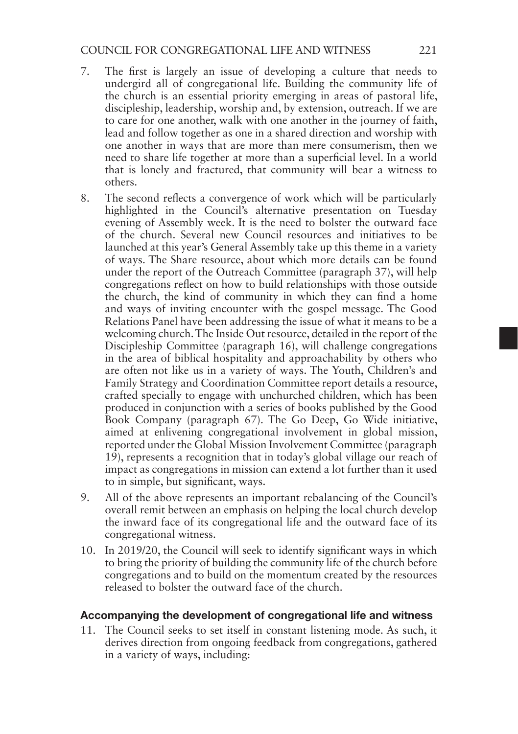7. The first is largely an issue of developing a culture that needs to undergird all of congregational life. Building the community life of the church is an essential priority emerging in areas of pastoral life, discipleship, leadership, worship and, by extension, outreach. If we are to care for one another, walk with one another in the journey of faith, lead and follow together as one in a shared direction and worship with one another in ways that are more than mere consumerism, then we need to share life together at more than a superficial level. In a world that is lonely and fractured, that community will bear a witness to others.
8. The second reflects a convergence of work which will be particularly highlighted in the Council's alternative presentation on Tuesday evening of Assembly week. It is the need to bolster the outward face of the church. Several new Council resources and initiatives to be launched at this year's General Assembly take up this theme in a variety of ways. The Share resource, about which more details can be found under the report of the Outreach Committee (paragraph 37), will help congregations reflect on how to build relationships with those outside the church, the kind of community in which they can find a home and ways of inviting encounter with the gospel message. The Good Relations Panel have been addressing the issue of what it means to be a welcoming church. The Inside Out resource, detailed in the report of the Discipleship Committee (paragraph 16), will challenge congregations in the area of biblical hospitality and approachability by others who are often not like us in a variety of ways. The Youth, Children's and Family Strategy and Coordination Committee report details a resource, crafted specially to engage with unchurched children, which has been produced in conjunction with a series of books published by the Good Book Company (paragraph 67). The Go Deep, Go Wide initiative, aimed at enlivening congregational involvement in global mission, reported under the Global Mission Involvement Committee (paragraph 19), represents a recognition that in today's global village our reach of impact as congregations in mission can extend a lot further than it used to in simple, but significant, ways.
9. All of the above represents an important rebalancing of the Council's overall remit between an emphasis on helping the local church develop the inward face of its congregational life and the outward face of its congregational witness.
10. In 2019/20, the Council will seek to identify significant ways in which to bring the priority of building the community life of the church before congregations and to build on the momentum created by the resources released to bolster the outward face of the church.

## Accompanying the development of congregational life and witness

11. The Council seeks to set itself in constant listening mode. As such, it derives direction from ongoing feedback from congregations, gathered in a variety of ways, including: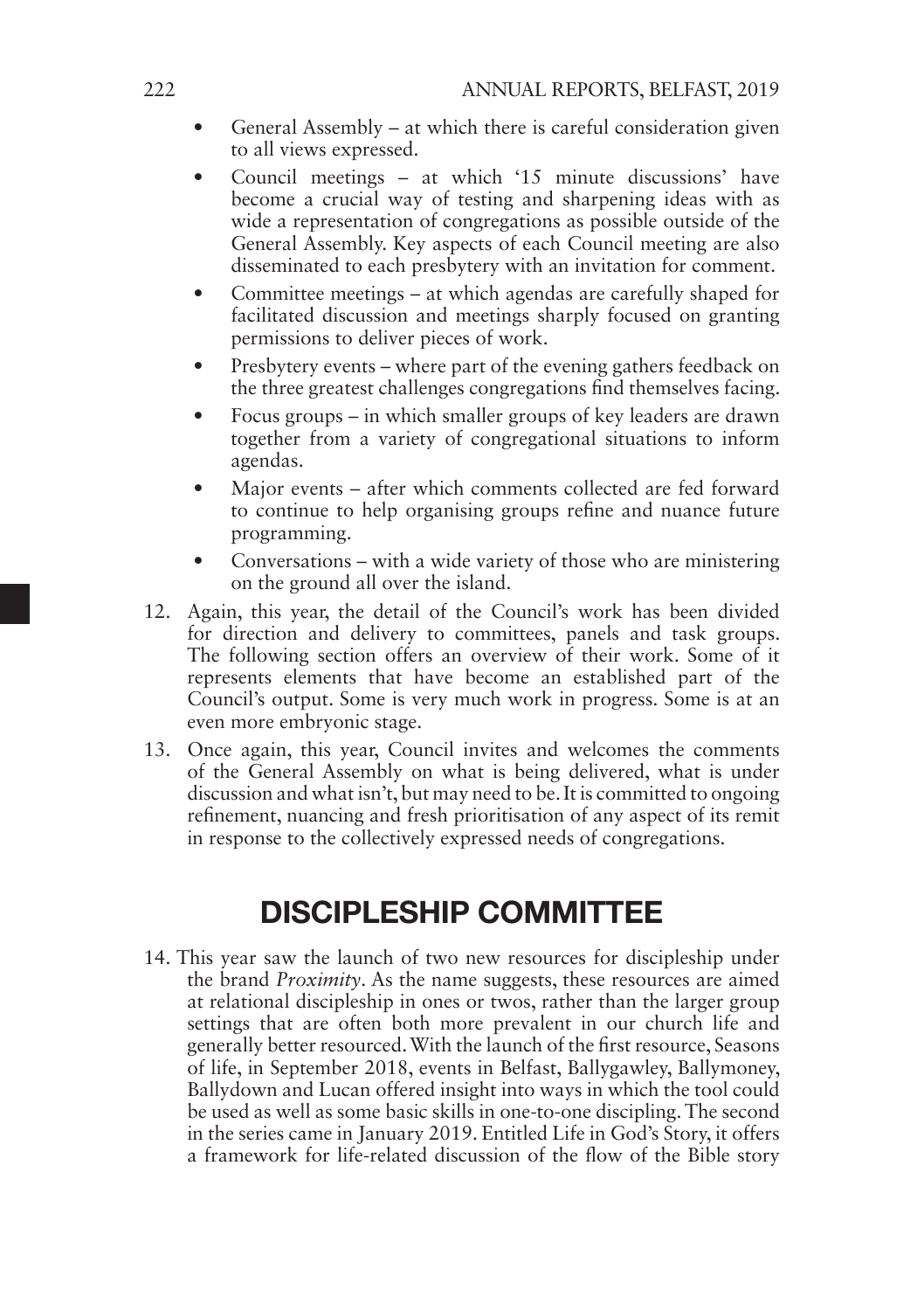- General Assembly – at which there is careful consideration given to all views expressed.
- Council meetings – at which '15 minute discussions' have become a crucial way of testing and sharpening ideas with as wide a representation of congregations as possible outside of the General Assembly. Key aspects of each Council meeting are also disseminated to each presbytery with an invitation for comment.
- Committee meetings – at which agendas are carefully shaped for facilitated discussion and meetings sharply focused on granting permissions to deliver pieces of work.
- Presbytery events – where part of the evening gathers feedback on the three greatest challenges congregations find themselves facing.
- Focus groups – in which smaller groups of key leaders are drawn together from a variety of congregational situations to inform agendas.
- Major events – after which comments collected are fed forward to continue to help organising groups refine and nuance future programming.
- Conversations – with a wide variety of those who are ministering on the ground all over the island.

12. Again, this year, the detail of the Council's work has been divided for direction and delivery to committees, panels and task groups. The following section offers an overview of their work. Some of it represents elements that have become an established part of the Council's output. Some is very much work in progress. Some is at an even more embryonic stage.

13. Once again, this year, Council invites and welcomes the comments of the General Assembly on what is being delivered, what is under discussion and what isn't, but may need to be. It is committed to ongoing refinement, nuancing and fresh prioritisation of any aspect of its remit in response to the collectively expressed needs of congregations.

## DISCIPLESHIP COMMITTEE

14. This year saw the launch of two new resources for discipleship under the brand *Proximity*. As the name suggests, these resources are aimed at relational discipleship in ones or twos, rather than the larger group settings that are often both more prevalent in our church life and generally better resourced. With the launch of the first resource, Seasons of life, in September 2018, events in Belfast, Ballygawley, Ballymoney, Ballydown and Lucan offered insight into ways in which the tool could be used as well as some basic skills in one-to-one discipling. The second in the series came in January 2019. Entitled Life in God's Story, it offers a framework for life-related discussion of the flow of the Bible story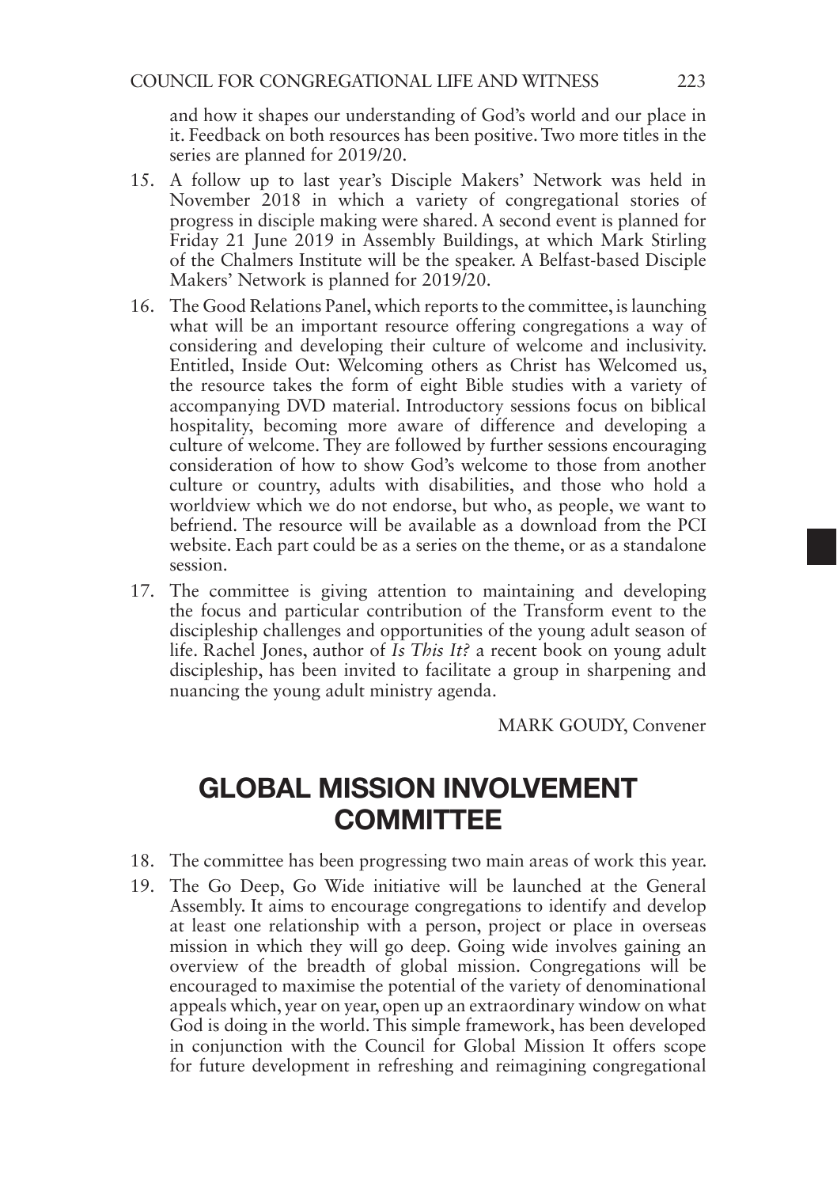and how it shapes our understanding of God's world and our place in it. Feedback on both resources has been positive. Two more titles in the series are planned for 2019/20.

15. A follow up to last year's Disciple Makers' Network was held in November 2018 in which a variety of congregational stories of progress in disciple making were shared. A second event is planned for Friday 21 June 2019 in Assembly Buildings, at which Mark Stirling of the Chalmers Institute will be the speaker. A Belfast-based Disciple Makers' Network is planned for 2019/20.

16. The Good Relations Panel, which reports to the committee, is launching what will be an important resource offering congregations a way of considering and developing their culture of welcome and inclusivity. Entitled, Inside Out: Welcoming others as Christ has Welcomed us, the resource takes the form of eight Bible studies with a variety of accompanying DVD material. Introductory sessions focus on biblical hospitality, becoming more aware of difference and developing a culture of welcome. They are followed by further sessions encouraging consideration of how to show God's welcome to those from another culture or country, adults with disabilities, and those who hold a worldview which we do not endorse, but who, as people, we want to befriend. The resource will be available as a download from the PCI website. Each part could be as a series on the theme, or as a standalone session.

17. The committee is giving attention to maintaining and developing the focus and particular contribution of the Transform event to the discipleship challenges and opportunities of the young adult season of life. Rachel Jones, author of *Is This It?* a recent book on young adult discipleship, has been invited to facilitate a group in sharpening and nuancing the young adult ministry agenda.

MARK GOUDY, Convener

# GLOBAL MISSION INVOLVEMENT COMMITTEE

18. The committee has been progressing two main areas of work this year.

19. The Go Deep, Go Wide initiative will be launched at the General Assembly. It aims to encourage congregations to identify and develop at least one relationship with a person, project or place in overseas mission in which they will go deep. Going wide involves gaining an overview of the breadth of global mission. Congregations will be encouraged to maximise the potential of the variety of denominational appeals which, year on year, open up an extraordinary window on what God is doing in the world. This simple framework, has been developed in conjunction with the Council for Global Mission It offers scope for future development in refreshing and reimagining congregational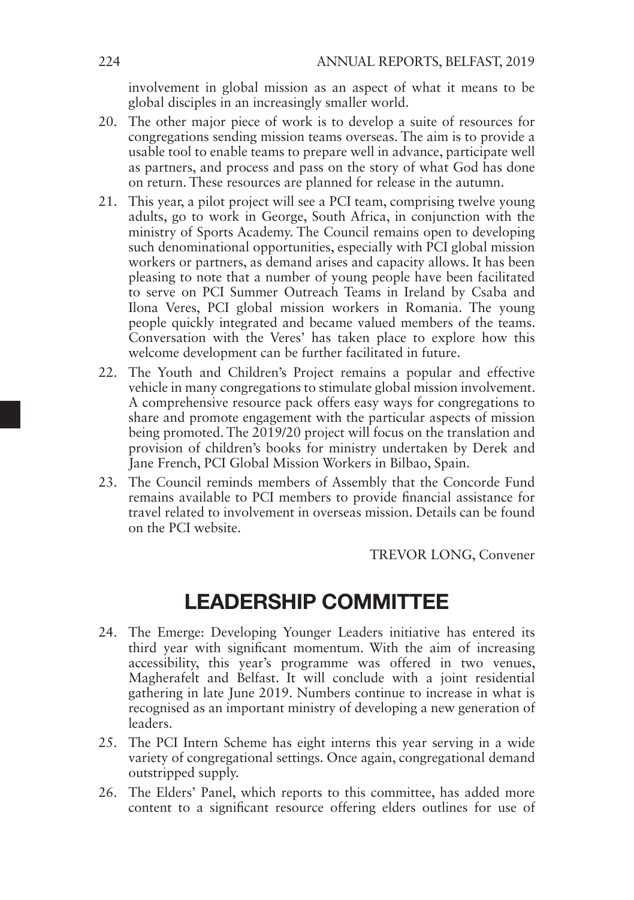involvement in global mission as an aspect of what it means to be global disciples in an increasingly smaller world.

20. The other major piece of work is to develop a suite of resources for congregations sending mission teams overseas. The aim is to provide a usable tool to enable teams to prepare well in advance, participate well as partners, and process and pass on the story of what God has done on return. These resources are planned for release in the autumn.

21. This year, a pilot project will see a PCI team, comprising twelve young adults, go to work in George, South Africa, in conjunction with the ministry of Sports Academy. The Council remains open to developing such denominational opportunities, especially with PCI global mission workers or partners, as demand arises and capacity allows. It has been pleasing to note that a number of young people have been facilitated to serve on PCI Summer Outreach Teams in Ireland by Csaba and Ilona Veres, PCI global mission workers in Romania. The young people quickly integrated and became valued members of the teams. Conversation with the Veres' has taken place to explore how this welcome development can be further facilitated in future.

22. The Youth and Children's Project remains a popular and effective vehicle in many congregations to stimulate global mission involvement. A comprehensive resource pack offers easy ways for congregations to share and promote engagement with the particular aspects of mission being promoted. The 2019/20 project will focus on the translation and provision of children's books for ministry undertaken by Derek and Jane French, PCI Global Mission Workers in Bilbao, Spain.

23. The Council reminds members of Assembly that the Concorde Fund remains available to PCI members to provide financial assistance for travel related to involvement in overseas mission. Details can be found on the PCI website.

TREVOR LONG, Convener

## LEADERSHIP COMMITTEE

24. The Emerge: Developing Younger Leaders initiative has entered its third year with significant momentum. With the aim of increasing accessibility, this year's programme was offered in two venues, Magherafelt and Belfast. It will conclude with a joint residential gathering in late June 2019. Numbers continue to increase in what is recognised as an important ministry of developing a new generation of leaders.

25. The PCI Intern Scheme has eight interns this year serving in a wide variety of congregational settings. Once again, congregational demand outstripped supply.

26. The Elders' Panel, which reports to this committee, has added more content to a significant resource offering elders outlines for use of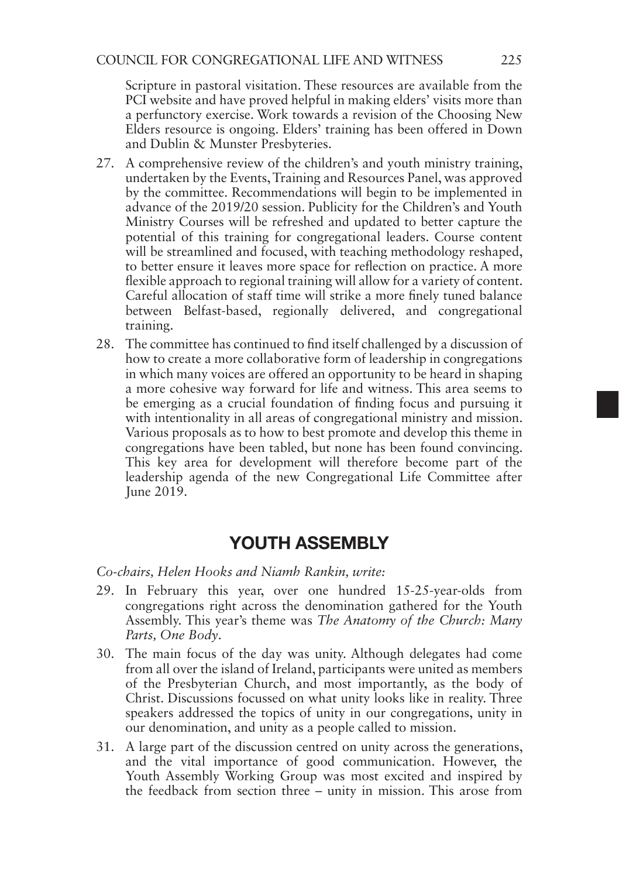Scripture in pastoral visitation. These resources are available from the PCI website and have proved helpful in making elders' visits more than a perfunctory exercise. Work towards a revision of the Choosing New Elders resource is ongoing. Elders' training has been offered in Down and Dublin & Munster Presbyteries.

27. A comprehensive review of the children's and youth ministry training, undertaken by the Events, Training and Resources Panel, was approved by the committee. Recommendations will begin to be implemented in advance of the 2019/20 session. Publicity for the Children's and Youth Ministry Courses will be refreshed and updated to better capture the potential of this training for congregational leaders. Course content will be streamlined and focused, with teaching methodology reshaped, to better ensure it leaves more space for reflection on practice. A more flexible approach to regional training will allow for a variety of content. Careful allocation of staff time will strike a more finely tuned balance between Belfast-based, regionally delivered, and congregational training.

28. The committee has continued to find itself challenged by a discussion of how to create a more collaborative form of leadership in congregations in which many voices are offered an opportunity to be heard in shaping a more cohesive way forward for life and witness. This area seems to be emerging as a crucial foundation of finding focus and pursuing it with intentionality in all areas of congregational ministry and mission. Various proposals as to how to best promote and develop this theme in congregations have been tabled, but none has been found convincing. This key area for development will therefore become part of the leadership agenda of the new Congregational Life Committee after June 2019.

## YOUTH ASSEMBLY

*Co-chairs, Helen Hooks and Niamh Rankin, write:*

29. In February this year, over one hundred 15-25-year-olds from congregations right across the denomination gathered for the Youth Assembly. This year's theme was *The Anatomy of the Church: Many Parts, One Body*.

30. The main focus of the day was unity. Although delegates had come from all over the island of Ireland, participants were united as members of the Presbyterian Church, and most importantly, as the body of Christ. Discussions focussed on what unity looks like in reality. Three speakers addressed the topics of unity in our congregations, unity in our denomination, and unity as a people called to mission.

31. A large part of the discussion centred on unity across the generations, and the vital importance of good communication. However, the Youth Assembly Working Group was most excited and inspired by the feedback from section three – unity in mission. This arose from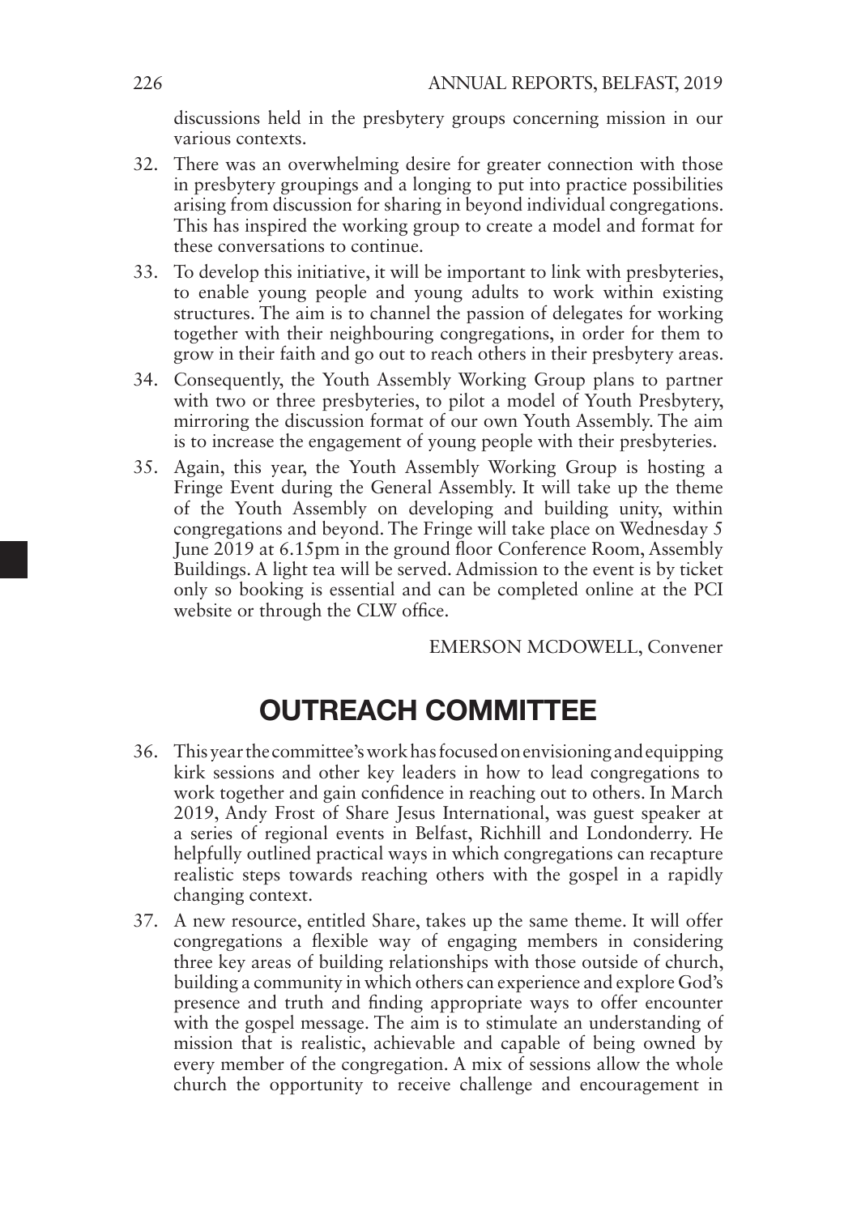discussions held in the presbytery groups concerning mission in our various contexts.

32. There was an overwhelming desire for greater connection with those in presbytery groupings and a longing to put into practice possibilities arising from discussion for sharing in beyond individual congregations. This has inspired the working group to create a model and format for these conversations to continue.

33. To develop this initiative, it will be important to link with presbyteries, to enable young people and young adults to work within existing structures. The aim is to channel the passion of delegates for working together with their neighbouring congregations, in order for them to grow in their faith and go out to reach others in their presbytery areas.

34. Consequently, the Youth Assembly Working Group plans to partner with two or three presbyteries, to pilot a model of Youth Presbytery, mirroring the discussion format of our own Youth Assembly. The aim is to increase the engagement of young people with their presbyteries.

35. Again, this year, the Youth Assembly Working Group is hosting a Fringe Event during the General Assembly. It will take up the theme of the Youth Assembly on developing and building unity, within congregations and beyond. The Fringe will take place on Wednesday 5 June 2019 at 6.15pm in the ground floor Conference Room, Assembly Buildings. A light tea will be served. Admission to the event is by ticket only so booking is essential and can be completed online at the PCI website or through the CLW office.

EMERSON MCDOWELL, Convener

# OUTREACH COMMITTEE

36. This year the committee's work has focused on envisioning and equipping kirk sessions and other key leaders in how to lead congregations to work together and gain confidence in reaching out to others. In March 2019, Andy Frost of Share Jesus International, was guest speaker at a series of regional events in Belfast, Richhill and Londonderry. He helpfully outlined practical ways in which congregations can recapture realistic steps towards reaching others with the gospel in a rapidly changing context.

37. A new resource, entitled Share, takes up the same theme. It will offer congregations a flexible way of engaging members in considering three key areas of building relationships with those outside of church, building a community in which others can experience and explore God's presence and truth and finding appropriate ways to offer encounter with the gospel message. The aim is to stimulate an understanding of mission that is realistic, achievable and capable of being owned by every member of the congregation. A mix of sessions allow the whole church the opportunity to receive challenge and encouragement in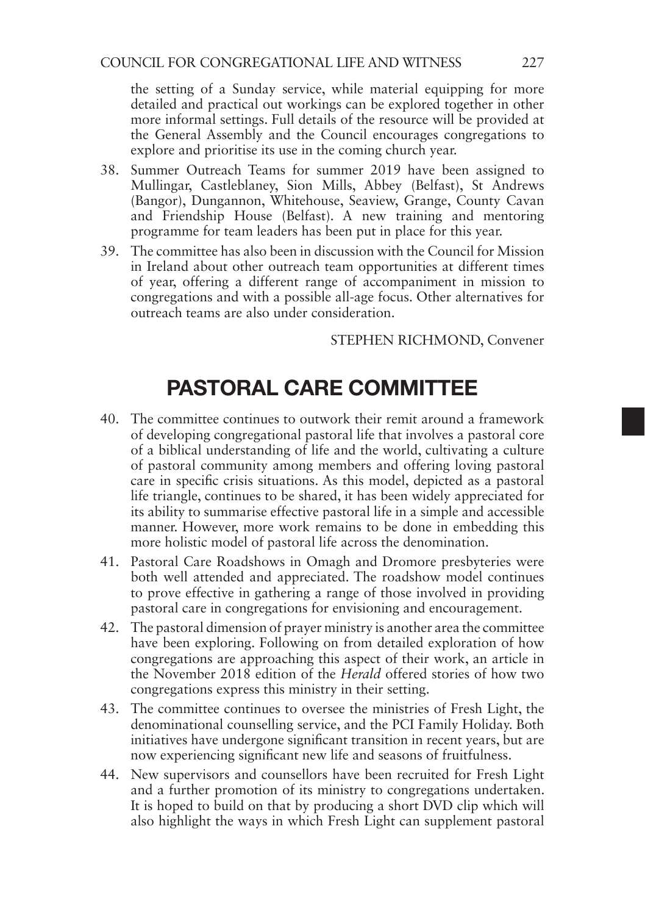the setting of a Sunday service, while material equipping for more detailed and practical out workings can be explored together in other more informal settings. Full details of the resource will be provided at the General Assembly and the Council encourages congregations to explore and prioritise its use in the coming church year.

38. Summer Outreach Teams for summer 2019 have been assigned to Mullingar, Castleblaney, Sion Mills, Abbey (Belfast), St Andrews (Bangor), Dungannon, Whitehouse, Seaview, Grange, County Cavan and Friendship House (Belfast). A new training and mentoring programme for team leaders has been put in place for this year.

39. The committee has also been in discussion with the Council for Mission in Ireland about other outreach team opportunities at different times of year, offering a different range of accompaniment in mission to congregations and with a possible all-age focus. Other alternatives for outreach teams are also under consideration.

STEPHEN RICHMOND, Convener

## PASTORAL CARE COMMITTEE

40. The committee continues to outwork their remit around a framework of developing congregational pastoral life that involves a pastoral core of a biblical understanding of life and the world, cultivating a culture of pastoral community among members and offering loving pastoral care in specific crisis situations. As this model, depicted as a pastoral life triangle, continues to be shared, it has been widely appreciated for its ability to summarise effective pastoral life in a simple and accessible manner. However, more work remains to be done in embedding this more holistic model of pastoral life across the denomination.

41. Pastoral Care Roadshows in Omagh and Dromore presbyteries were both well attended and appreciated. The roadshow model continues to prove effective in gathering a range of those involved in providing pastoral care in congregations for envisioning and encouragement.

42. The pastoral dimension of prayer ministry is another area the committee have been exploring. Following on from detailed exploration of how congregations are approaching this aspect of their work, an article in the November 2018 edition of the *Herald* offered stories of how two congregations express this ministry in their setting.

43. The committee continues to oversee the ministries of Fresh Light, the denominational counselling service, and the PCI Family Holiday. Both initiatives have undergone significant transition in recent years, but are now experiencing significant new life and seasons of fruitfulness.

44. New supervisors and counsellors have been recruited for Fresh Light and a further promotion of its ministry to congregations undertaken. It is hoped to build on that by producing a short DVD clip which will also highlight the ways in which Fresh Light can supplement pastoral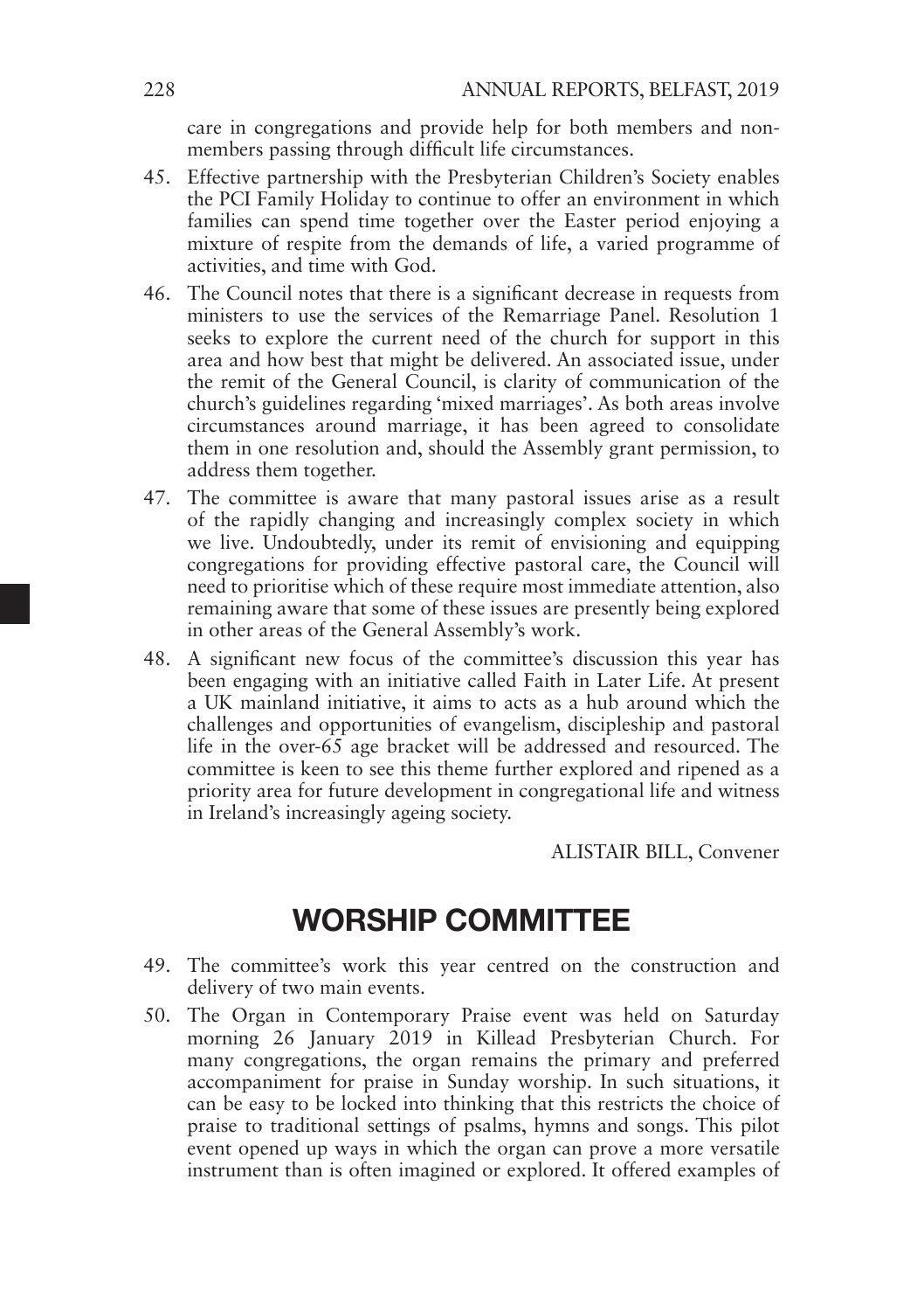care in congregations and provide help for both members and non-members passing through difficult life circumstances.

45. Effective partnership with the Presbyterian Children's Society enables the PCI Family Holiday to continue to offer an environment in which families can spend time together over the Easter period enjoying a mixture of respite from the demands of life, a varied programme of activities, and time with God.

46. The Council notes that there is a significant decrease in requests from ministers to use the services of the Remarriage Panel. Resolution 1 seeks to explore the current need of the church for support in this area and how best that might be delivered. An associated issue, under the remit of the General Council, is clarity of communication of the church's guidelines regarding 'mixed marriages'. As both areas involve circumstances around marriage, it has been agreed to consolidate them in one resolution and, should the Assembly grant permission, to address them together.

47. The committee is aware that many pastoral issues arise as a result of the rapidly changing and increasingly complex society in which we live. Undoubtedly, under its remit of envisioning and equipping congregations for providing effective pastoral care, the Council will need to prioritise which of these require most immediate attention, also remaining aware that some of these issues are presently being explored in other areas of the General Assembly's work.

48. A significant new focus of the committee's discussion this year has been engaging with an initiative called Faith in Later Life. At present a UK mainland initiative, it aims to acts as a hub around which the challenges and opportunities of evangelism, discipleship and pastoral life in the over-65 age bracket will be addressed and resourced. The committee is keen to see this theme further explored and ripened as a priority area for future development in congregational life and witness in Ireland's increasingly ageing society.

ALISTAIR BILL, Convener

## WORSHIP COMMITTEE

49. The committee's work this year centred on the construction and delivery of two main events.

50. The Organ in Contemporary Praise event was held on Saturday morning 26 January 2019 in Killead Presbyterian Church. For many congregations, the organ remains the primary and preferred accompaniment for praise in Sunday worship. In such situations, it can be easy to be locked into thinking that this restricts the choice of praise to traditional settings of psalms, hymns and songs. This pilot event opened up ways in which the organ can prove a more versatile instrument than is often imagined or explored. It offered examples of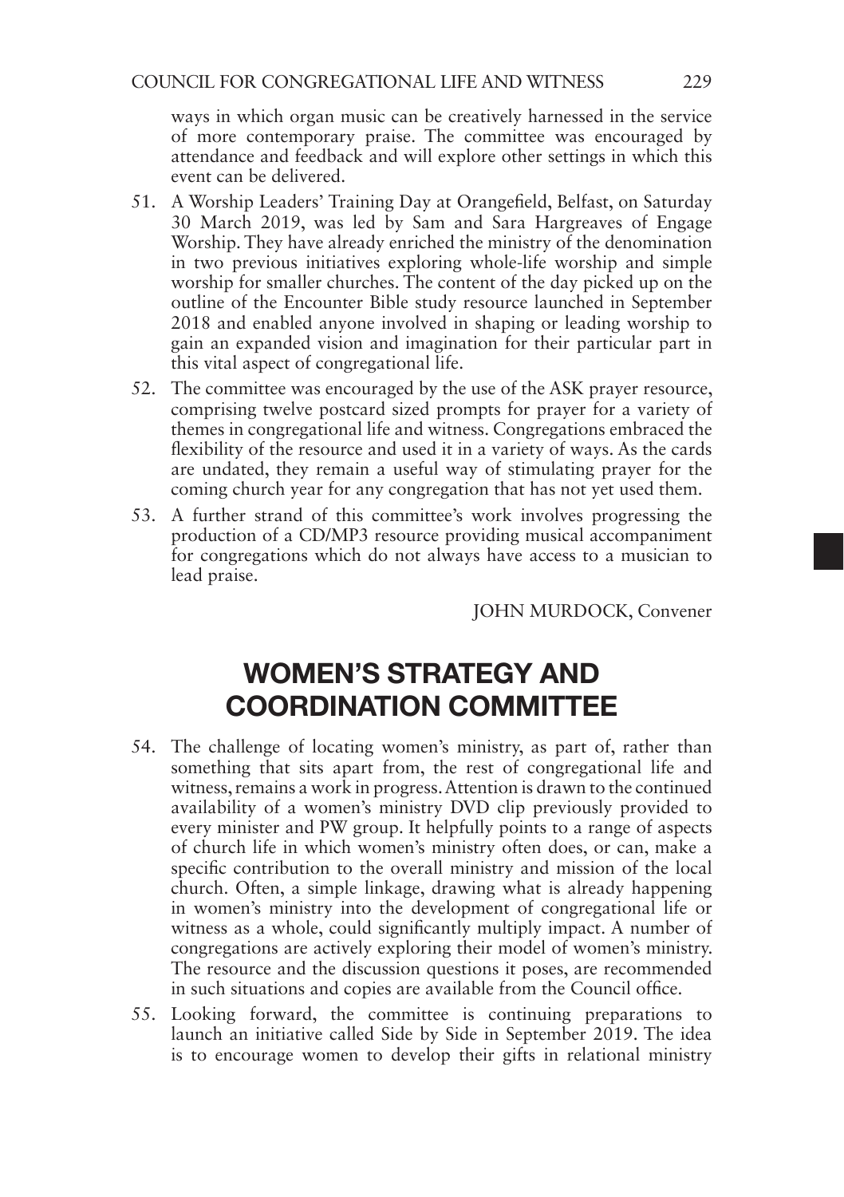ways in which organ music can be creatively harnessed in the service of more contemporary praise. The committee was encouraged by attendance and feedback and will explore other settings in which this event can be delivered.

51. A Worship Leaders' Training Day at Orangefield, Belfast, on Saturday 30 March 2019, was led by Sam and Sara Hargreaves of Engage Worship. They have already enriched the ministry of the denomination in two previous initiatives exploring whole-life worship and simple worship for smaller churches. The content of the day picked up on the outline of the Encounter Bible study resource launched in September 2018 and enabled anyone involved in shaping or leading worship to gain an expanded vision and imagination for their particular part in this vital aspect of congregational life.

52. The committee was encouraged by the use of the ASK prayer resource, comprising twelve postcard sized prompts for prayer for a variety of themes in congregational life and witness. Congregations embraced the flexibility of the resource and used it in a variety of ways. As the cards are undated, they remain a useful way of stimulating prayer for the coming church year for any congregation that has not yet used them.

53. A further strand of this committee's work involves progressing the production of a CD/MP3 resource providing musical accompaniment for congregations which do not always have access to a musician to lead praise.

JOHN MURDOCK, Convener

## WOMEN'S STRATEGY AND COORDINATION COMMITTEE

54. The challenge of locating women's ministry, as part of, rather than something that sits apart from, the rest of congregational life and witness, remains a work in progress. Attention is drawn to the continued availability of a women's ministry DVD clip previously provided to every minister and PW group. It helpfully points to a range of aspects of church life in which women's ministry often does, or can, make a specific contribution to the overall ministry and mission of the local church. Often, a simple linkage, drawing what is already happening in women's ministry into the development of congregational life or witness as a whole, could significantly multiply impact. A number of congregations are actively exploring their model of women's ministry. The resource and the discussion questions it poses, are recommended in such situations and copies are available from the Council office.

55. Looking forward, the committee is continuing preparations to launch an initiative called Side by Side in September 2019. The idea is to encourage women to develop their gifts in relational ministry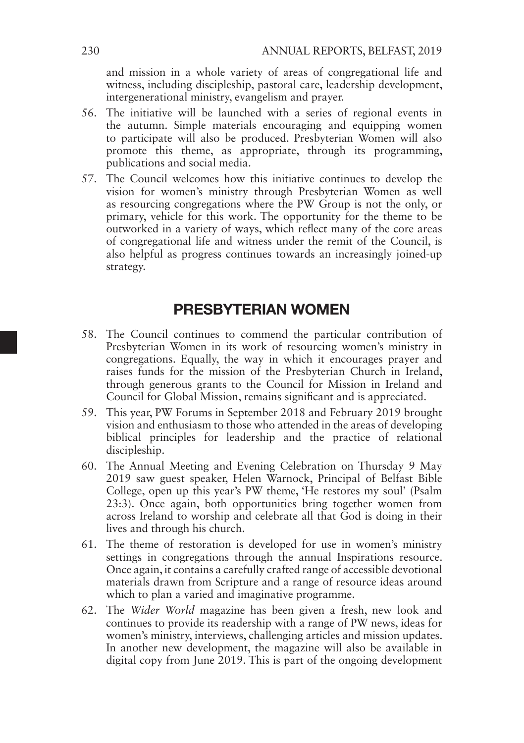and mission in a whole variety of areas of congregational life and witness, including discipleship, pastoral care, leadership development, intergenerational ministry, evangelism and prayer.

56. The initiative will be launched with a series of regional events in the autumn. Simple materials encouraging and equipping women to participate will also be produced. Presbyterian Women will also promote this theme, as appropriate, through its programming, publications and social media.

57. The Council welcomes how this initiative continues to develop the vision for women's ministry through Presbyterian Women as well as resourcing congregations where the PW Group is not the only, or primary, vehicle for this work. The opportunity for the theme to be outworked in a variety of ways, which reflect many of the core areas of congregational life and witness under the remit of the Council, is also helpful as progress continues towards an increasingly joined-up strategy.

## PRESBYTERIAN WOMEN

58. The Council continues to commend the particular contribution of Presbyterian Women in its work of resourcing women's ministry in congregations. Equally, the way in which it encourages prayer and raises funds for the mission of the Presbyterian Church in Ireland, through generous grants to the Council for Mission in Ireland and Council for Global Mission, remains significant and is appreciated.

59. This year, PW Forums in September 2018 and February 2019 brought vision and enthusiasm to those who attended in the areas of developing biblical principles for leadership and the practice of relational discipleship.

60. The Annual Meeting and Evening Celebration on Thursday 9 May 2019 saw guest speaker, Helen Warnock, Principal of Belfast Bible College, open up this year's PW theme, 'He restores my soul' (Psalm 23:3). Once again, both opportunities bring together women from across Ireland to worship and celebrate all that God is doing in their lives and through his church.

61. The theme of restoration is developed for use in women's ministry settings in congregations through the annual Inspirations resource. Once again, it contains a carefully crafted range of accessible devotional materials drawn from Scripture and a range of resource ideas around which to plan a varied and imaginative programme.

62. The *Wider World* magazine has been given a fresh, new look and continues to provide its readership with a range of PW news, ideas for women's ministry, interviews, challenging articles and mission updates. In another new development, the magazine will also be available in digital copy from June 2019. This is part of the ongoing development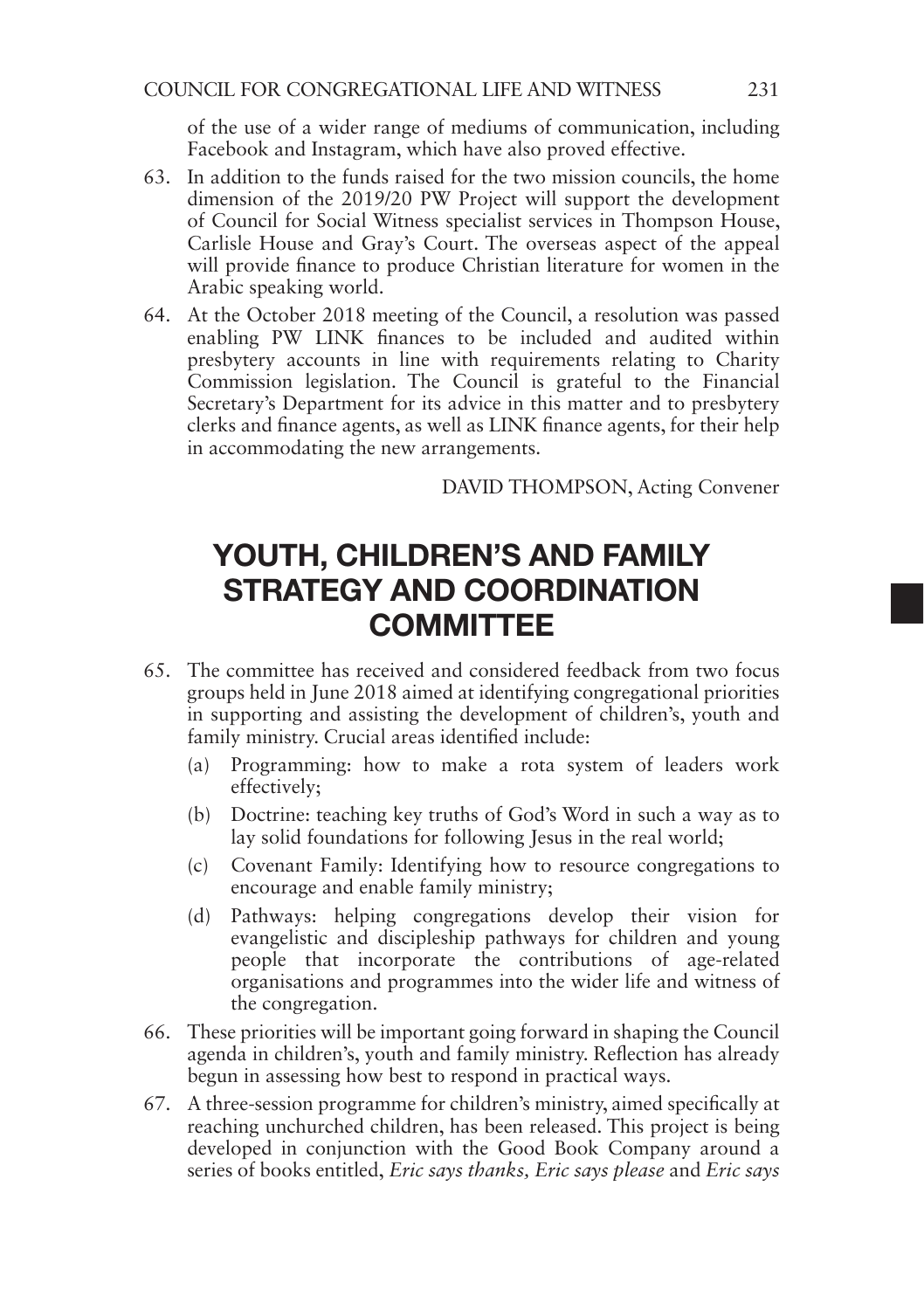of the use of a wider range of mediums of communication, including Facebook and Instagram, which have also proved effective.

63. In addition to the funds raised for the two mission councils, the home dimension of the 2019/20 PW Project will support the development of Council for Social Witness specialist services in Thompson House, Carlisle House and Gray's Court. The overseas aspect of the appeal will provide finance to produce Christian literature for women in the Arabic speaking world.

64. At the October 2018 meeting of the Council, a resolution was passed enabling PW LINK finances to be included and audited within presbytery accounts in line with requirements relating to Charity Commission legislation. The Council is grateful to the Financial Secretary's Department for its advice in this matter and to presbytery clerks and finance agents, as well as LINK finance agents, for their help in accommodating the new arrangements.

DAVID THOMPSON, Acting Convener

# YOUTH, CHILDREN'S AND FAMILY STRATEGY AND COORDINATION COMMITTEE

65. The committee has received and considered feedback from two focus groups held in June 2018 aimed at identifying congregational priorities in supporting and assisting the development of children's, youth and family ministry. Crucial areas identified include:
    (a) Programming: how to make a rota system of leaders work effectively;
    (b) Doctrine: teaching key truths of God's Word in such a way as to lay solid foundations for following Jesus in the real world;
    (c) Covenant Family: Identifying how to resource congregations to encourage and enable family ministry;
    (d) Pathways: helping congregations develop their vision for evangelistic and discipleship pathways for children and young people that incorporate the contributions of age-related organisations and programmes into the wider life and witness of the congregation.

66. These priorities will be important going forward in shaping the Council agenda in children's, youth and family ministry. Reflection has already begun in assessing how best to respond in practical ways.

67. A three-session programme for children's ministry, aimed specifically at reaching unchurched children, has been released. This project is being developed in conjunction with the Good Book Company around a series of books entitled, *Eric says thanks, Eric says please* and *Eric says*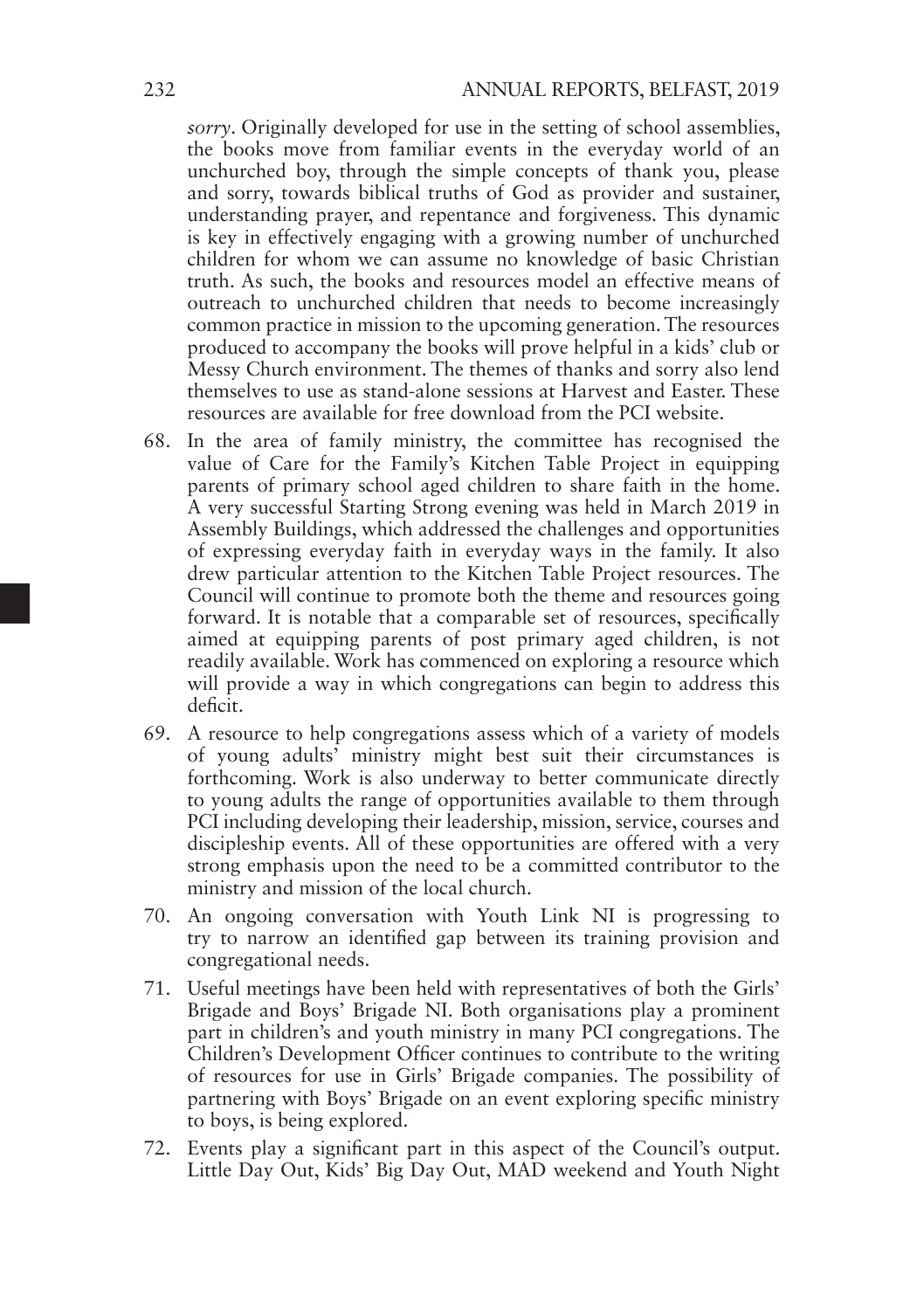*sorry*. Originally developed for use in the setting of school assemblies, the books move from familiar events in the everyday world of an unchurched boy, through the simple concepts of thank you, please and sorry, towards biblical truths of God as provider and sustainer, understanding prayer, and repentance and forgiveness. This dynamic is key in effectively engaging with a growing number of unchurched children for whom we can assume no knowledge of basic Christian truth. As such, the books and resources model an effective means of outreach to unchurched children that needs to become increasingly common practice in mission to the upcoming generation. The resources produced to accompany the books will prove helpful in a kids' club or Messy Church environment. The themes of thanks and sorry also lend themselves to use as stand-alone sessions at Harvest and Easter. These resources are available for free download from the PCI website.

68. In the area of family ministry, the committee has recognised the value of Care for the Family's Kitchen Table Project in equipping parents of primary school aged children to share faith in the home. A very successful Starting Strong evening was held in March 2019 in Assembly Buildings, which addressed the challenges and opportunities of expressing everyday faith in everyday ways in the family. It also drew particular attention to the Kitchen Table Project resources. The Council will continue to promote both the theme and resources going forward. It is notable that a comparable set of resources, specifically aimed at equipping parents of post primary aged children, is not readily available. Work has commenced on exploring a resource which will provide a way in which congregations can begin to address this deficit.

69. A resource to help congregations assess which of a variety of models of young adults' ministry might best suit their circumstances is forthcoming. Work is also underway to better communicate directly to young adults the range of opportunities available to them through PCI including developing their leadership, mission, service, courses and discipleship events. All of these opportunities are offered with a very strong emphasis upon the need to be a committed contributor to the ministry and mission of the local church.

70. An ongoing conversation with Youth Link NI is progressing to try to narrow an identified gap between its training provision and congregational needs.

71. Useful meetings have been held with representatives of both the Girls' Brigade and Boys' Brigade NI. Both organisations play a prominent part in children's and youth ministry in many PCI congregations. The Children's Development Officer continues to contribute to the writing of resources for use in Girls' Brigade companies. The possibility of partnering with Boys' Brigade on an event exploring specific ministry to boys, is being explored.

72. Events play a significant part in this aspect of the Council's output. Little Day Out, Kids' Big Day Out, MAD weekend and Youth Night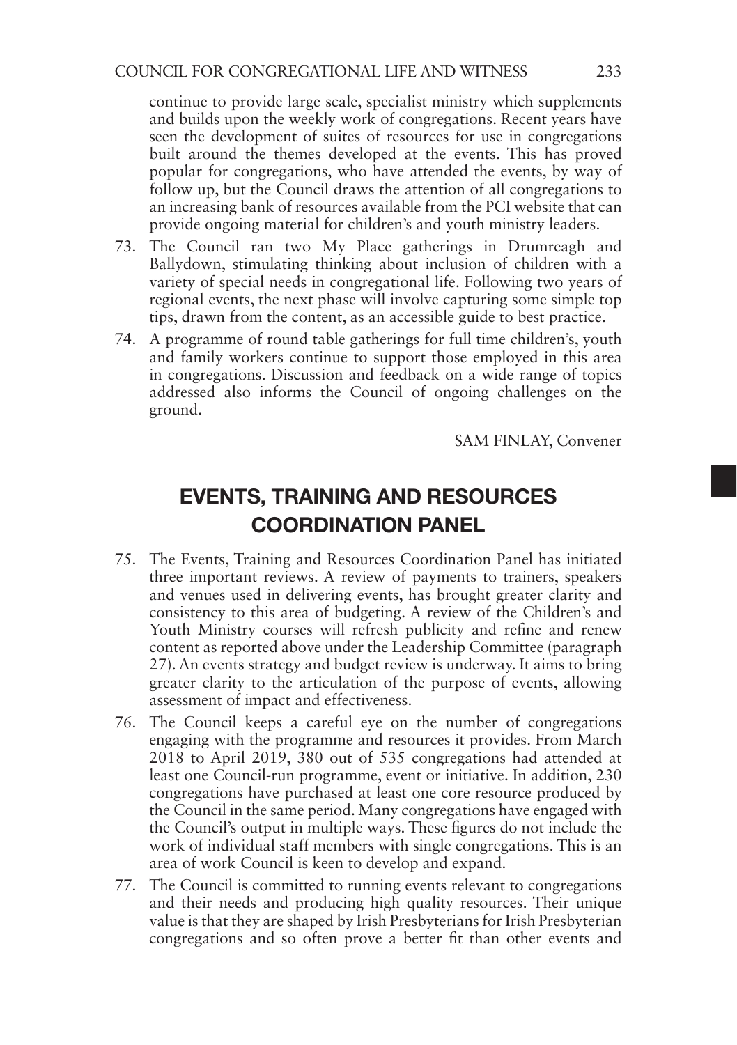continue to provide large scale, specialist ministry which supplements and builds upon the weekly work of congregations. Recent years have seen the development of suites of resources for use in congregations built around the themes developed at the events. This has proved popular for congregations, who have attended the events, by way of follow up, but the Council draws the attention of all congregations to an increasing bank of resources available from the PCI website that can provide ongoing material for children's and youth ministry leaders.

73. The Council ran two My Place gatherings in Drumreagh and Ballydown, stimulating thinking about inclusion of children with a variety of special needs in congregational life. Following two years of regional events, the next phase will involve capturing some simple top tips, drawn from the content, as an accessible guide to best practice.

74. A programme of round table gatherings for full time children's, youth and family workers continue to support those employed in this area in congregations. Discussion and feedback on a wide range of topics addressed also informs the Council of ongoing challenges on the ground.

SAM FINLAY, Convener

## EVENTS, TRAINING AND RESOURCES COORDINATION PANEL

75. The Events, Training and Resources Coordination Panel has initiated three important reviews. A review of payments to trainers, speakers and venues used in delivering events, has brought greater clarity and consistency to this area of budgeting. A review of the Children's and Youth Ministry courses will refresh publicity and refine and renew content as reported above under the Leadership Committee (paragraph 27). An events strategy and budget review is underway. It aims to bring greater clarity to the articulation of the purpose of events, allowing assessment of impact and effectiveness.

76. The Council keeps a careful eye on the number of congregations engaging with the programme and resources it provides. From March 2018 to April 2019, 380 out of 535 congregations had attended at least one Council-run programme, event or initiative. In addition, 230 congregations have purchased at least one core resource produced by the Council in the same period. Many congregations have engaged with the Council's output in multiple ways. These figures do not include the work of individual staff members with single congregations. This is an area of work Council is keen to develop and expand.

77. The Council is committed to running events relevant to congregations and their needs and producing high quality resources. Their unique value is that they are shaped by Irish Presbyterians for Irish Presbyterian congregations and so often prove a better fit than other events and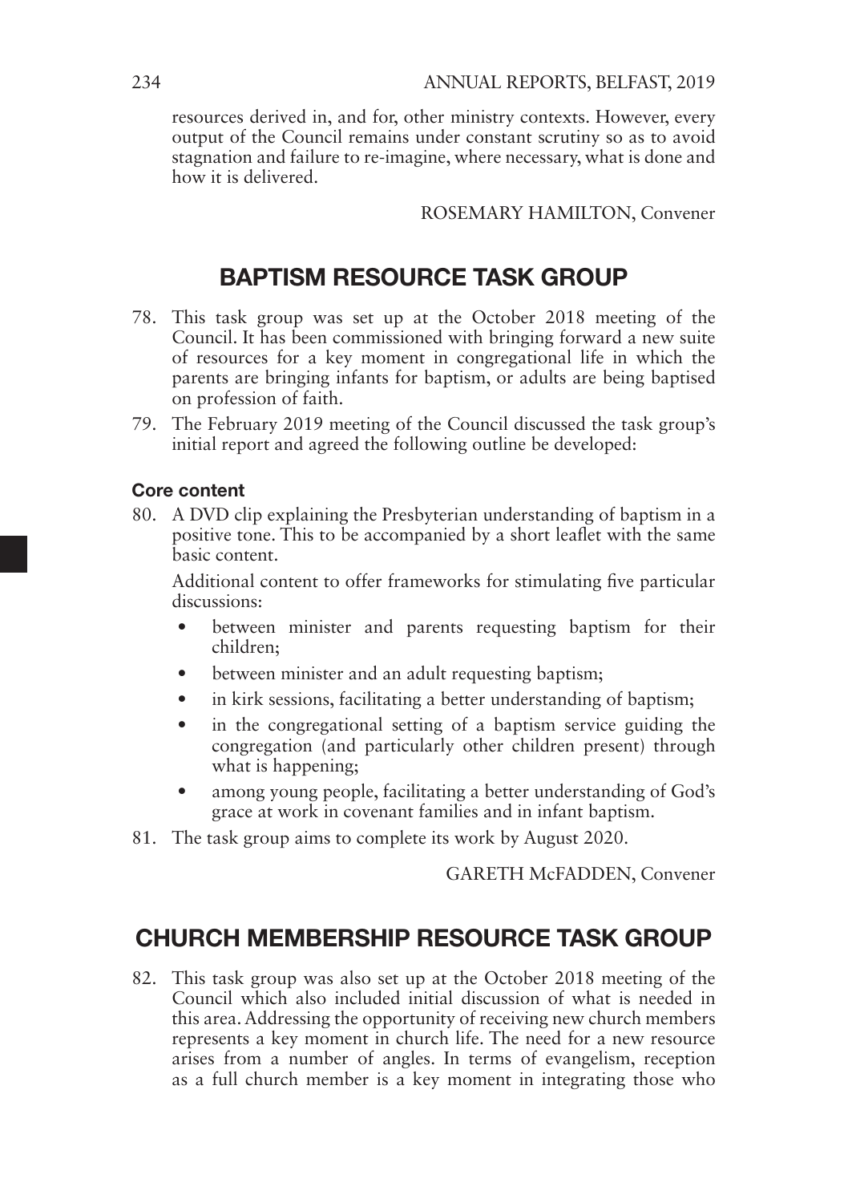resources derived in, and for, other ministry contexts. However, every output of the Council remains under constant scrutiny so as to avoid stagnation and failure to re-imagine, where necessary, what is done and how it is delivered.

ROSEMARY HAMILTON, Convener

## BAPTISM RESOURCE TASK GROUP

78. This task group was set up at the October 2018 meeting of the Council. It has been commissioned with bringing forward a new suite of resources for a key moment in congregational life in which the parents are bringing infants for baptism, or adults are being baptised on profession of faith.

79. The February 2019 meeting of the Council discussed the task group's initial report and agreed the following outline be developed:

### Core content

80. A DVD clip explaining the Presbyterian understanding of baptism in a positive tone. This to be accompanied by a short leaflet with the same basic content.

    Additional content to offer frameworks for stimulating five particular discussions:

    - between minister and parents requesting baptism for their children;
    - between minister and an adult requesting baptism;
    - in kirk sessions, facilitating a better understanding of baptism;
    - in the congregational setting of a baptism service guiding the congregation (and particularly other children present) through what is happening;
    - among young people, facilitating a better understanding of God's grace at work in covenant families and in infant baptism.

81. The task group aims to complete its work by August 2020.

GARETH McFADDEN, Convener

## CHURCH MEMBERSHIP RESOURCE TASK GROUP

82. This task group was also set up at the October 2018 meeting of the Council which also included initial discussion of what is needed in this area. Addressing the opportunity of receiving new church members represents a key moment in church life. The need for a new resource arises from a number of angles. In terms of evangelism, reception as a full church member is a key moment in integrating those who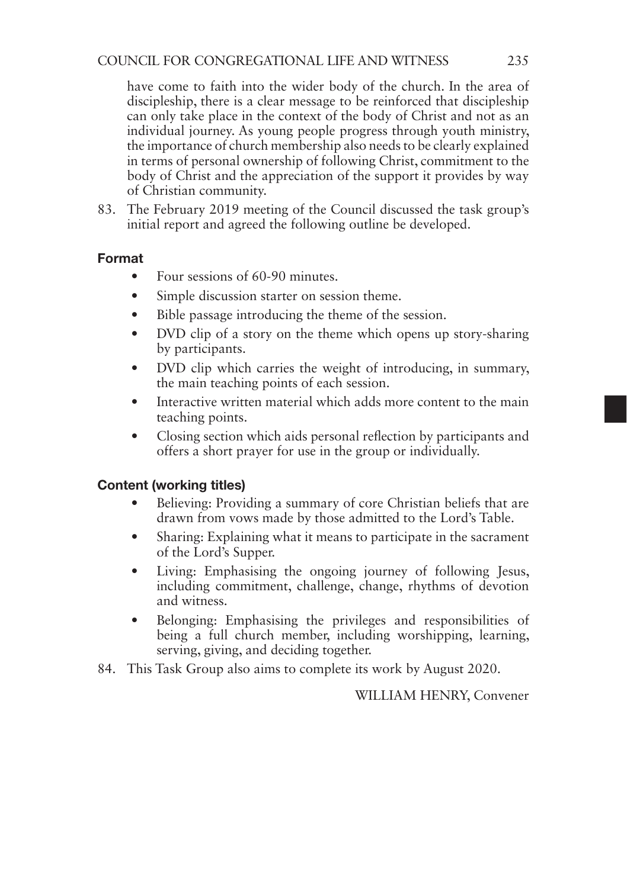have come to faith into the wider body of the church. In the area of discipleship, there is a clear message to be reinforced that discipleship can only take place in the context of the body of Christ and not as an individual journey. As young people progress through youth ministry, the importance of church membership also needs to be clearly explained in terms of personal ownership of following Christ, commitment to the body of Christ and the appreciation of the support it provides by way of Christian community.

83. The February 2019 meeting of the Council discussed the task group's initial report and agreed the following outline be developed.

### Format

- Four sessions of 60-90 minutes.
- Simple discussion starter on session theme.
- Bible passage introducing the theme of the session.
- DVD clip of a story on the theme which opens up story-sharing by participants.
- DVD clip which carries the weight of introducing, in summary, the main teaching points of each session.
- Interactive written material which adds more content to the main teaching points.
- Closing section which aids personal reflection by participants and offers a short prayer for use in the group or individually.

### Content (working titles)

- Believing: Providing a summary of core Christian beliefs that are drawn from vows made by those admitted to the Lord's Table.
- Sharing: Explaining what it means to participate in the sacrament of the Lord's Supper.
- Living: Emphasising the ongoing journey of following Jesus, including commitment, challenge, change, rhythms of devotion and witness.
- Belonging: Emphasising the privileges and responsibilities of being a full church member, including worshipping, learning, serving, giving, and deciding together.

84. This Task Group also aims to complete its work by August 2020.

WILLIAM HENRY, Convener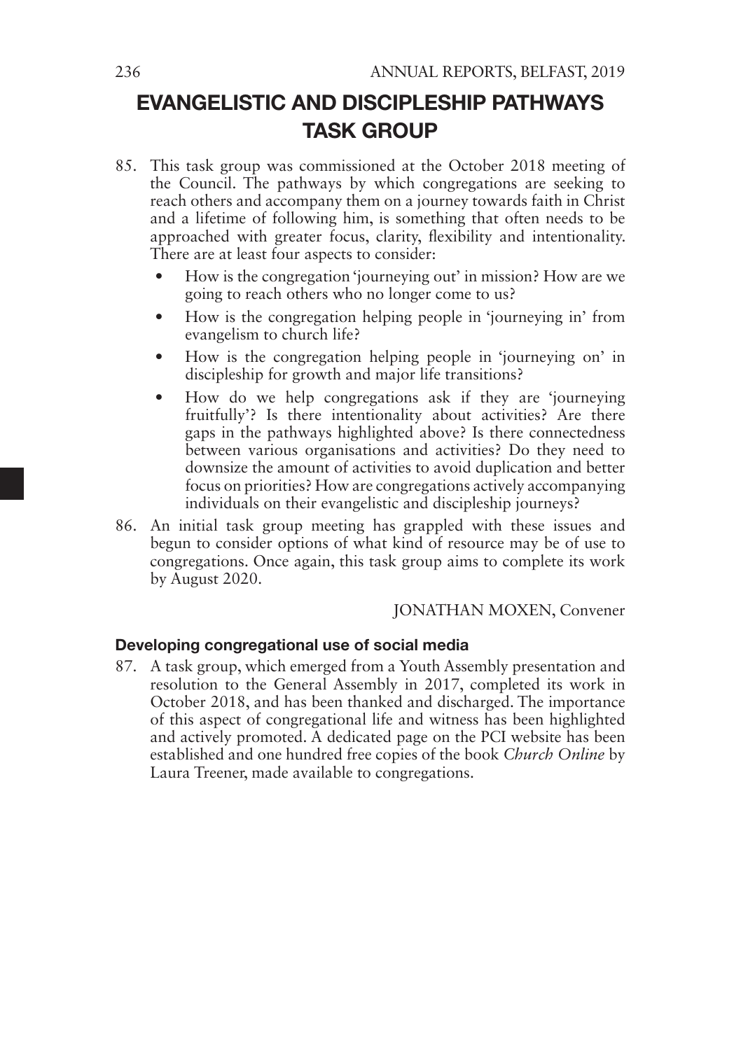# EVANGELISTIC AND DISCIPLESHIP PATHWAYS TASK GROUP

85. This task group was commissioned at the October 2018 meeting of the Council. The pathways by which congregations are seeking to reach others and accompany them on a journey towards faith in Christ and a lifetime of following him, is something that often needs to be approached with greater focus, clarity, flexibility and intentionality. There are at least four aspects to consider:
   - How is the congregation 'journeying out' in mission? How are we going to reach others who no longer come to us?
   - How is the congregation helping people in 'journeying in' from evangelism to church life?
   - How is the congregation helping people in 'journeying on' in discipleship for growth and major life transitions?
   - How do we help congregations ask if they are 'journeying fruitfully'? Is there intentionality about activities? Are there gaps in the pathways highlighted above? Is there connectedness between various organisations and activities? Do they need to downsize the amount of activities to avoid duplication and better focus on priorities? How are congregations actively accompanying individuals on their evangelistic and discipleship journeys?

86. An initial task group meeting has grappled with these issues and begun to consider options of what kind of resource may be of use to congregations. Once again, this task group aims to complete its work by August 2020.

JONATHAN MOXEN, Convener

### Developing congregational use of social media

87. A task group, which emerged from a Youth Assembly presentation and resolution to the General Assembly in 2017, completed its work in October 2018, and has been thanked and discharged. The importance of this aspect of congregational life and witness has been highlighted and actively promoted. A dedicated page on the PCI website has been established and one hundred free copies of the book *Church Online* by Laura Treener, made available to congregations.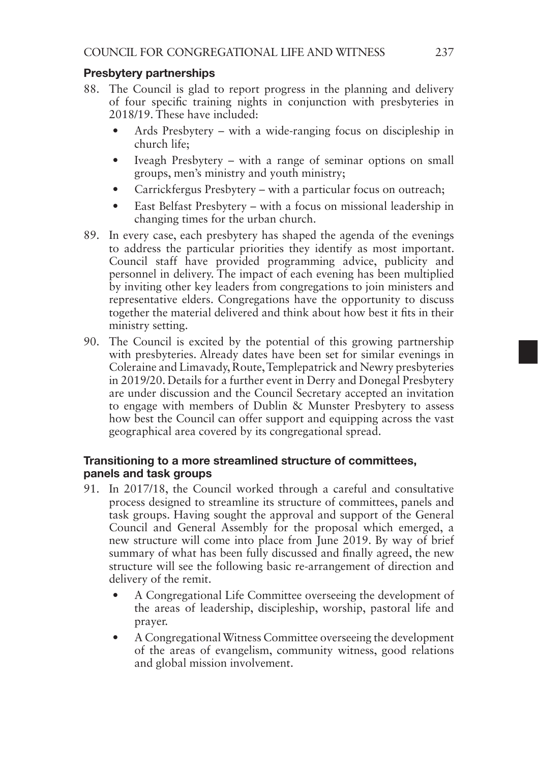### Presbytery partnerships

88. The Council is glad to report progress in the planning and delivery of four specific training nights in conjunction with presbyteries in 2018/19. These have included:
    - Ards Presbytery – with a wide-ranging focus on discipleship in church life;
    - Iveagh Presbytery – with a range of seminar options on small groups, men's ministry and youth ministry;
    - Carrickfergus Presbytery – with a particular focus on outreach;
    - East Belfast Presbytery – with a focus on missional leadership in changing times for the urban church.
89. In every case, each presbytery has shaped the agenda of the evenings to address the particular priorities they identify as most important. Council staff have provided programming advice, publicity and personnel in delivery. The impact of each evening has been multiplied by inviting other key leaders from congregations to join ministers and representative elders. Congregations have the opportunity to discuss together the material delivered and think about how best it fits in their ministry setting.
90. The Council is excited by the potential of this growing partnership with presbyteries. Already dates have been set for similar evenings in Coleraine and Limavady, Route, Templepatrick and Newry presbyteries in 2019/20. Details for a further event in Derry and Donegal Presbytery are under discussion and the Council Secretary accepted an invitation to engage with members of Dublin & Munster Presbytery to assess how best the Council can offer support and equipping across the vast geographical area covered by its congregational spread.

### Transitioning to a more streamlined structure of committees, panels and task groups

91. In 2017/18, the Council worked through a careful and consultative process designed to streamline its structure of committees, panels and task groups. Having sought the approval and support of the General Council and General Assembly for the proposal which emerged, a new structure will come into place from June 2019. By way of brief summary of what has been fully discussed and finally agreed, the new structure will see the following basic re-arrangement of direction and delivery of the remit.
    - A Congregational Life Committee overseeing the development of the areas of leadership, discipleship, worship, pastoral life and prayer.
    - A Congregational Witness Committee overseeing the development of the areas of evangelism, community witness, good relations and global mission involvement.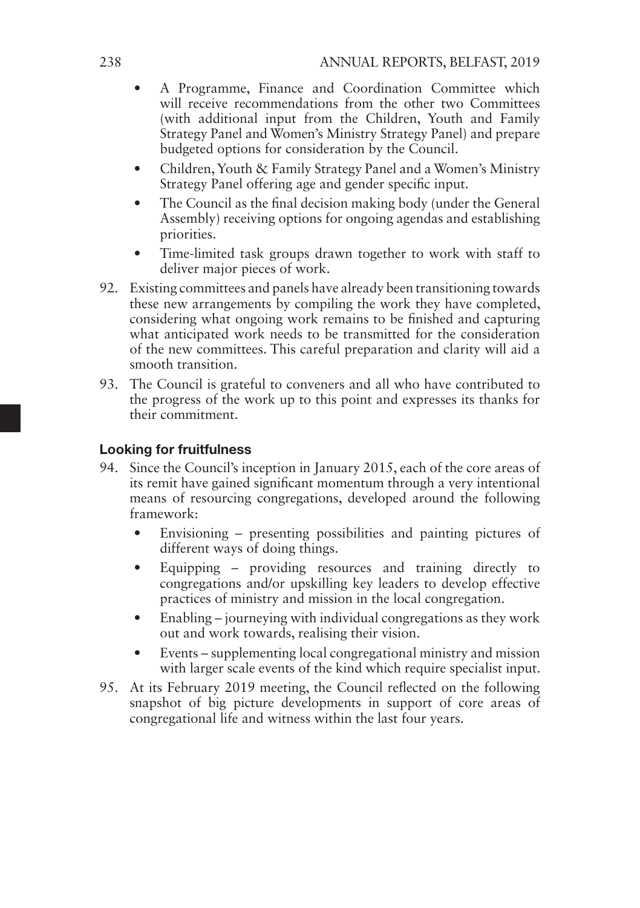- A Programme, Finance and Coordination Committee which will receive recommendations from the other two Committees (with additional input from the Children, Youth and Family Strategy Panel and Women's Ministry Strategy Panel) and prepare budgeted options for consideration by the Council.
- Children, Youth & Family Strategy Panel and a Women's Ministry Strategy Panel offering age and gender specific input.
- The Council as the final decision making body (under the General Assembly) receiving options for ongoing agendas and establishing priorities.
- Time-limited task groups drawn together to work with staff to deliver major pieces of work.

92. Existing committees and panels have already been transitioning towards these new arrangements by compiling the work they have completed, considering what ongoing work remains to be finished and capturing what anticipated work needs to be transmitted for the consideration of the new committees. This careful preparation and clarity will aid a smooth transition.

93. The Council is grateful to conveners and all who have contributed to the progress of the work up to this point and expresses its thanks for their commitment.

### Looking for fruitfulness

94. Since the Council's inception in January 2015, each of the core areas of its remit have gained significant momentum through a very intentional means of resourcing congregations, developed around the following framework:
    - Envisioning – presenting possibilities and painting pictures of different ways of doing things.
    - Equipping – providing resources and training directly to congregations and/or upskilling key leaders to develop effective practices of ministry and mission in the local congregation.
    - Enabling – journeying with individual congregations as they work out and work towards, realising their vision.
    - Events – supplementing local congregational ministry and mission with larger scale events of the kind which require specialist input.

95. At its February 2019 meeting, the Council reflected on the following snapshot of big picture developments in support of core areas of congregational life and witness within the last four years.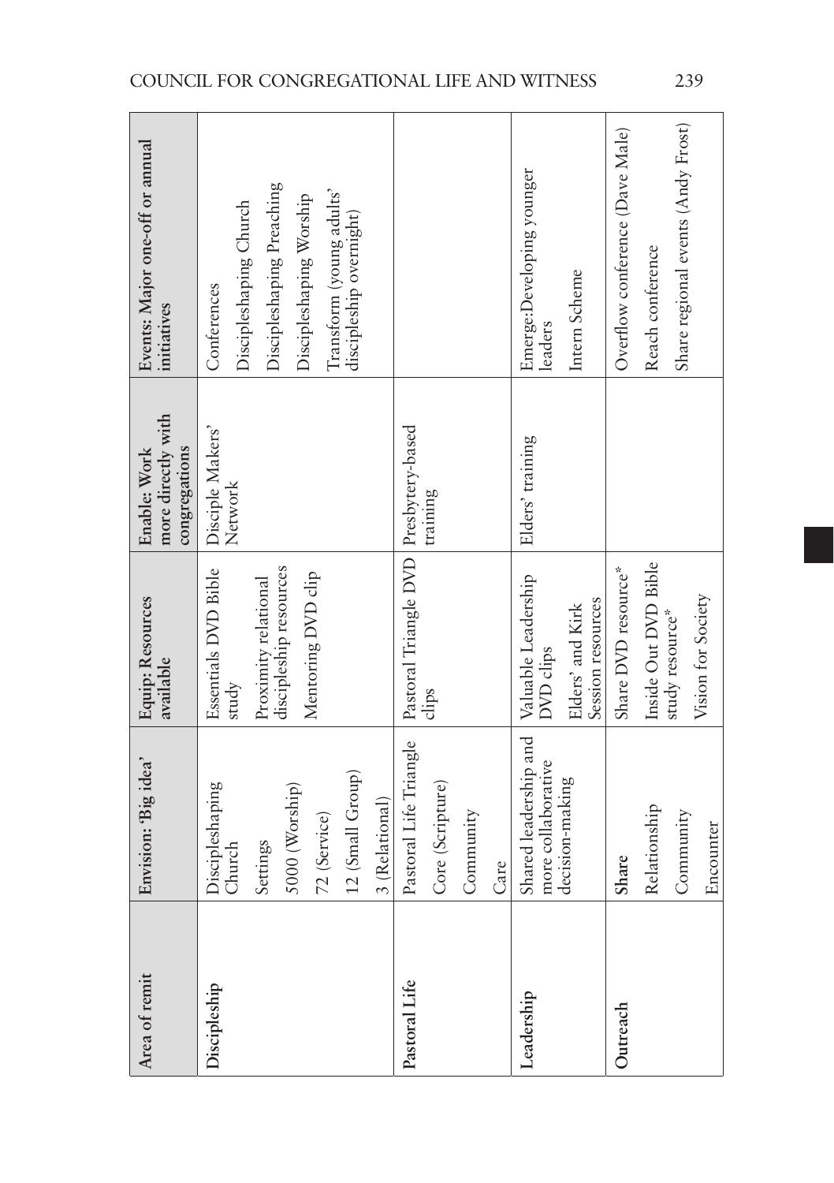| Area of remit | Envision: 'Big idea' | Equip: Resources available | Enable: Work more directly with congregations | Events: Major one-off or annual initiatives |
|---|---|---|---|---|
| **Discipleship** | Discipleshaping Church<br><br>Settings<br><br>5000 (Worship)<br><br>72 (Service)<br><br>12 (Small Group)<br><br>3 (Relational) | Essentials DVD Bible study<br><br>Proximity relational discipleship resources<br><br>Mentoring DVD clip | Disciple Makers' Network | Conferences<br><br>Discipleshaping Church<br><br>Discipleshaping Preaching<br><br>Discipleshaping Worship<br><br>Transform (young adults' discipleship overnight) |
| **Pastoral Life** | Pastoral Life Triangle<br><br>Core (Scripture)<br><br>Community<br><br>Care | Pastoral Triangle DVD clips | Presbytery-based training | |
| **Leadership** | Shared leadership and more collaborative decision-making | Valuable Leadership DVD clips<br><br>Elders' and Kirk Session resources | Elders' training | Emerge:Developing younger leaders<br><br>Intern Scheme |
| **Outreach** | **Share**<br><br>Relationship<br><br>Community<br><br>Encounter | Share DVD resource*<br><br>Inside Out DVD Bible study resource*<br><br>Vision for Society | | Overflow conference (Dave Male)<br><br>Reach conference<br><br>Share regional events (Andy Frost) |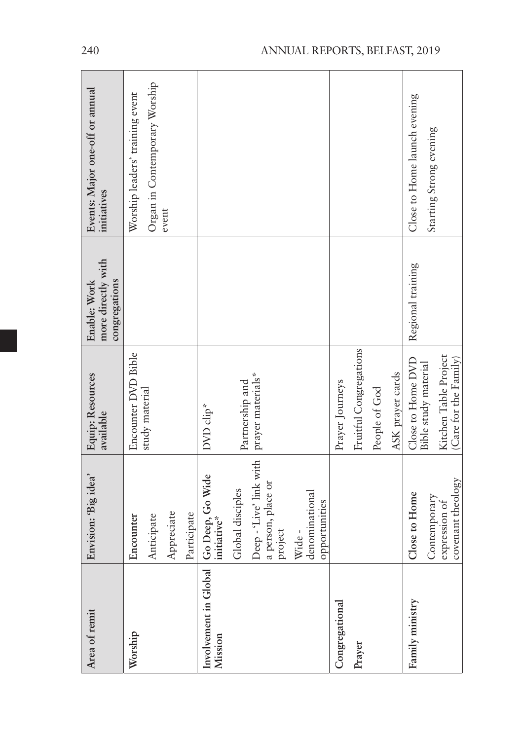| Area of remit | Envision: 'Big idea' | Equip: Resources available | Enable: Work more directly with congregations | Events: Major one-off or annual initiatives |
|---|---|---|---|---|
| **Worship** | **Encounter**<br>Anticipate<br>Appreciate<br>Participate | Encounter DVD Bible study material | | Worship leaders' training event<br>Organ in Contemporary Worship event |
| **Involvement in Global Mission** | **Go Deep, Go Wide initiative***<br>Global disciples<br>Deep - 'Live' link with a person, place or project<br>Wide - denominational opportunities | DVD clip*<br>Partnership and prayer materials* | | |
| **Congregational Prayer** | | Prayer Journeys<br>Fruitful Congregations<br>People of God<br>ASK prayer cards | | |
| **Family ministry** | **Close to Home**<br>Contemporary expression of covenant theology | Close to Home DVD Bible study material<br>Kitchen Table Project (Care for the Family) | Regional training | Close to Home launch evening<br>Starting Strong evening |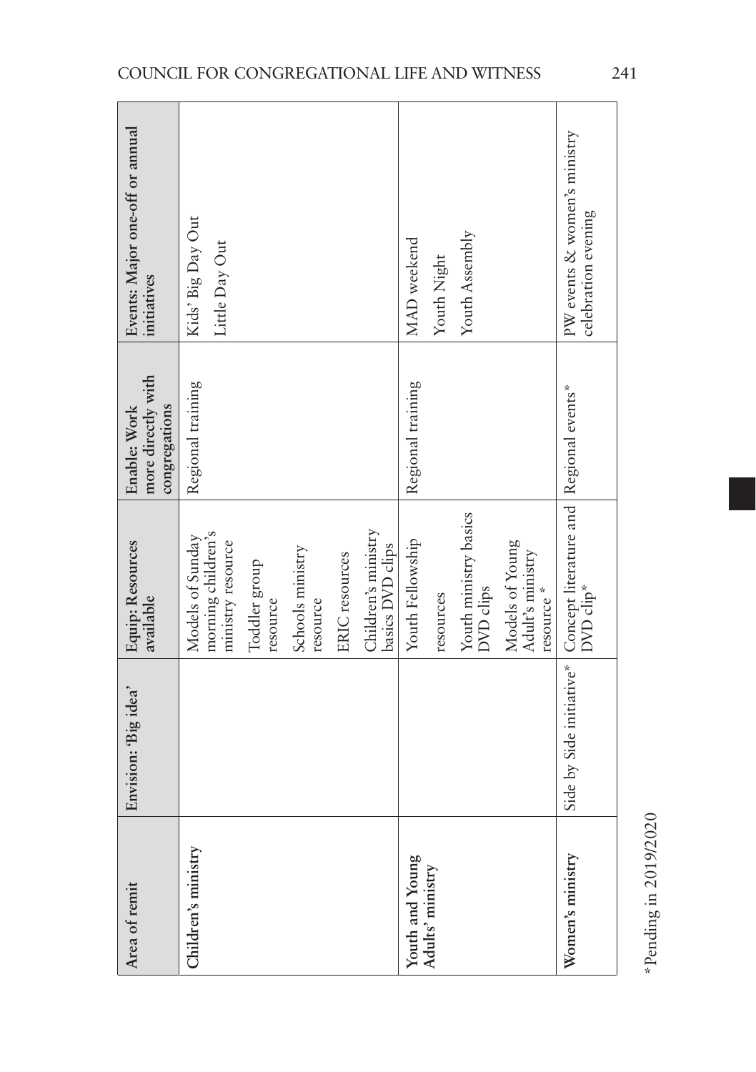| Area of remit | Envision: 'Big idea' | Equip: Resources available | Enable: Work more directly with congregations | Events: Major one-off or annual initiatives |
|---|---|---|---|---|
| **Children's ministry** | | Models of Sunday morning children's ministry resource<br>Toddler group resource<br>Schools ministry resource<br>ERIC resources<br>Children's ministry basics DVD clips | Regional training | Kids' Big Day Out<br>Little Day Out |
| **Youth and Young Adults' ministry** | | Youth Fellowship resources<br>Youth ministry basics DVD clips<br>Models of Young Adult's ministry resource * | Regional training | MAD weekend<br>Youth Night<br>Youth Assembly |
| **Women's ministry** | Side by Side initiative* | Concept literature and DVD clip* | Regional events* | PW events & women's ministry celebration evening |

*Pending in 2019/2020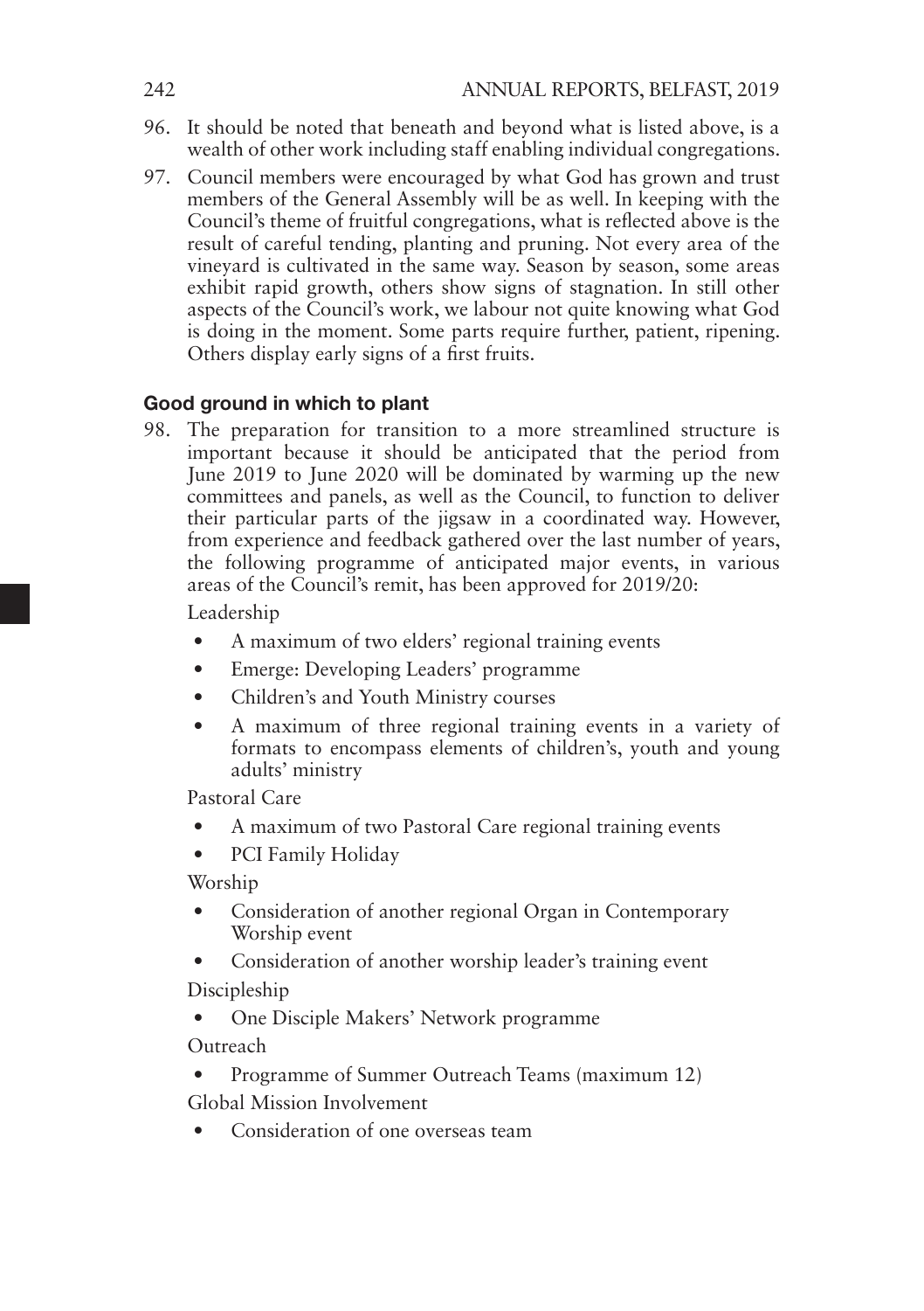96. It should be noted that beneath and beyond what is listed above, is a wealth of other work including staff enabling individual congregations.

97. Council members were encouraged by what God has grown and trust members of the General Assembly will be as well. In keeping with the Council's theme of fruitful congregations, what is reflected above is the result of careful tending, planting and pruning. Not every area of the vineyard is cultivated in the same way. Season by season, some areas exhibit rapid growth, others show signs of stagnation. In still other aspects of the Council's work, we labour not quite knowing what God is doing in the moment. Some parts require further, patient, ripening. Others display early signs of a first fruits.

### Good ground in which to plant

98. The preparation for transition to a more streamlined structure is important because it should be anticipated that the period from June 2019 to June 2020 will be dominated by warming up the new committees and panels, as well as the Council, to function to deliver their particular parts of the jigsaw in a coordinated way. However, from experience and feedback gathered over the last number of years, the following programme of anticipated major events, in various areas of the Council's remit, has been approved for 2019/20:

Leadership

- A maximum of two elders' regional training events
- Emerge: Developing Leaders' programme
- Children's and Youth Ministry courses
- A maximum of three regional training events in a variety of formats to encompass elements of children's, youth and young adults' ministry

Pastoral Care

- A maximum of two Pastoral Care regional training events
- PCI Family Holiday

Worship

- Consideration of another regional Organ in Contemporary Worship event
- Consideration of another worship leader's training event

Discipleship

- One Disciple Makers' Network programme

Outreach

- Programme of Summer Outreach Teams (maximum 12)

Global Mission Involvement

- Consideration of one overseas team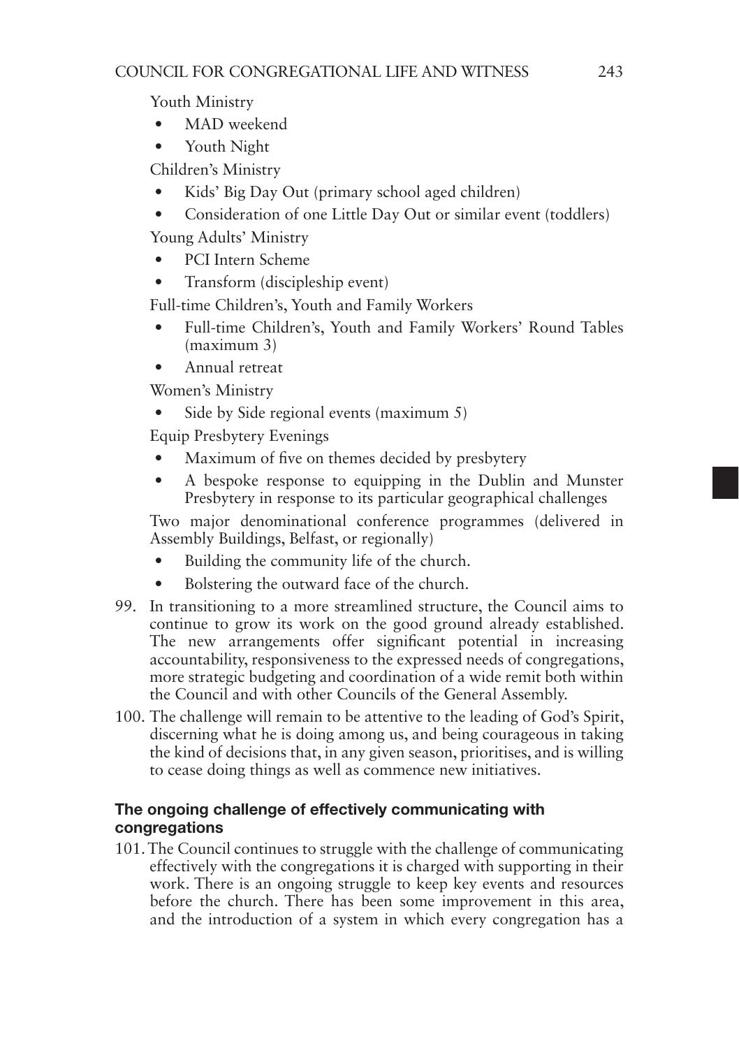Youth Ministry

- MAD weekend
- Youth Night

Children's Ministry

- Kids' Big Day Out (primary school aged children)
- Consideration of one Little Day Out or similar event (toddlers)

Young Adults' Ministry

- PCI Intern Scheme
- Transform (discipleship event)

Full-time Children's, Youth and Family Workers

- Full-time Children's, Youth and Family Workers' Round Tables (maximum 3)
- Annual retreat

Women's Ministry

- Side by Side regional events (maximum 5)

Equip Presbytery Evenings

- Maximum of five on themes decided by presbytery
- A bespoke response to equipping in the Dublin and Munster Presbytery in response to its particular geographical challenges

Two major denominational conference programmes (delivered in Assembly Buildings, Belfast, or regionally)

- Building the community life of the church.
- Bolstering the outward face of the church.

99. In transitioning to a more streamlined structure, the Council aims to continue to grow its work on the good ground already established. The new arrangements offer significant potential in increasing accountability, responsiveness to the expressed needs of congregations, more strategic budgeting and coordination of a wide remit both within the Council and with other Councils of the General Assembly.

100. The challenge will remain to be attentive to the leading of God's Spirit, discerning what he is doing among us, and being courageous in taking the kind of decisions that, in any given season, prioritises, and is willing to cease doing things as well as commence new initiatives.

### The ongoing challenge of effectively communicating with congregations

101. The Council continues to struggle with the challenge of communicating effectively with the congregations it is charged with supporting in their work. There is an ongoing struggle to keep key events and resources before the church. There has been some improvement in this area, and the introduction of a system in which every congregation has a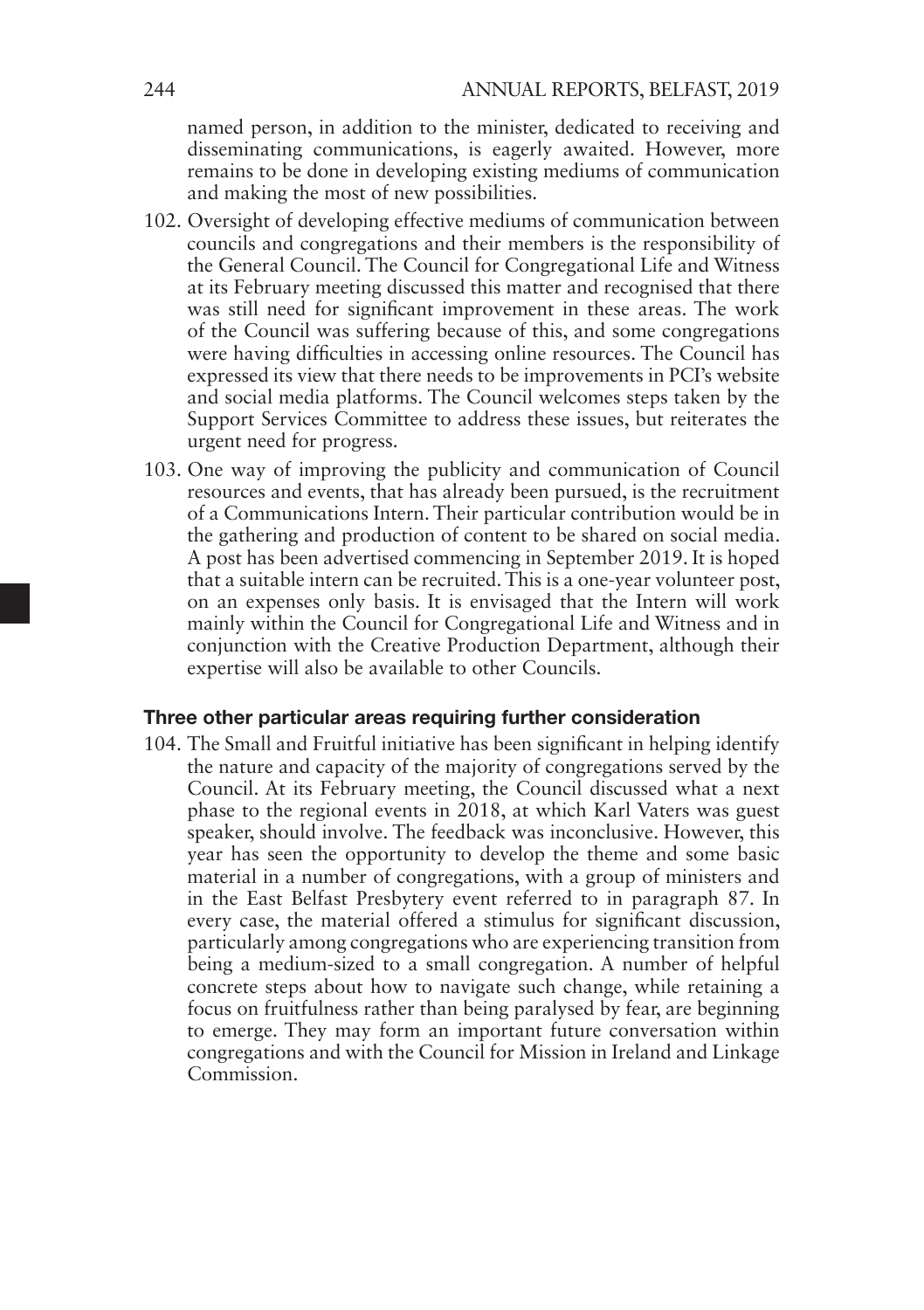named person, in addition to the minister, dedicated to receiving and disseminating communications, is eagerly awaited. However, more remains to be done in developing existing mediums of communication and making the most of new possibilities.

102. Oversight of developing effective mediums of communication between councils and congregations and their members is the responsibility of the General Council. The Council for Congregational Life and Witness at its February meeting discussed this matter and recognised that there was still need for significant improvement in these areas. The work of the Council was suffering because of this, and some congregations were having difficulties in accessing online resources. The Council has expressed its view that there needs to be improvements in PCI's website and social media platforms. The Council welcomes steps taken by the Support Services Committee to address these issues, but reiterates the urgent need for progress.

103. One way of improving the publicity and communication of Council resources and events, that has already been pursued, is the recruitment of a Communications Intern. Their particular contribution would be in the gathering and production of content to be shared on social media. A post has been advertised commencing in September 2019. It is hoped that a suitable intern can be recruited. This is a one-year volunteer post, on an expenses only basis. It is envisaged that the Intern will work mainly within the Council for Congregational Life and Witness and in conjunction with the Creative Production Department, although their expertise will also be available to other Councils.

### Three other particular areas requiring further consideration

104. The Small and Fruitful initiative has been significant in helping identify the nature and capacity of the majority of congregations served by the Council. At its February meeting, the Council discussed what a next phase to the regional events in 2018, at which Karl Vaters was guest speaker, should involve. The feedback was inconclusive. However, this year has seen the opportunity to develop the theme and some basic material in a number of congregations, with a group of ministers and in the East Belfast Presbytery event referred to in paragraph 87. In every case, the material offered a stimulus for significant discussion, particularly among congregations who are experiencing transition from being a medium-sized to a small congregation. A number of helpful concrete steps about how to navigate such change, while retaining a focus on fruitfulness rather than being paralysed by fear, are beginning to emerge. They may form an important future conversation within congregations and with the Council for Mission in Ireland and Linkage Commission.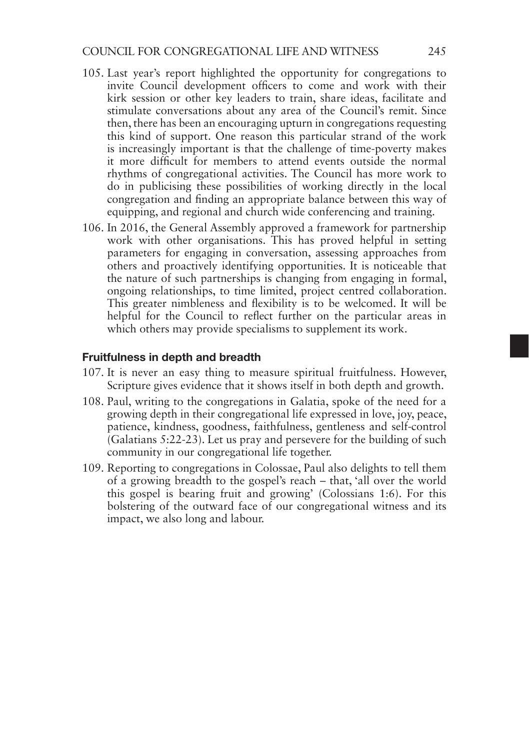105. Last year's report highlighted the opportunity for congregations to invite Council development officers to come and work with their kirk session or other key leaders to train, share ideas, facilitate and stimulate conversations about any area of the Council's remit. Since then, there has been an encouraging upturn in congregations requesting this kind of support. One reason this particular strand of the work is increasingly important is that the challenge of time-poverty makes it more difficult for members to attend events outside the normal rhythms of congregational activities. The Council has more work to do in publicising these possibilities of working directly in the local congregation and finding an appropriate balance between this way of equipping, and regional and church wide conferencing and training.

106. In 2016, the General Assembly approved a framework for partnership work with other organisations. This has proved helpful in setting parameters for engaging in conversation, assessing approaches from others and proactively identifying opportunities. It is noticeable that the nature of such partnerships is changing from engaging in formal, ongoing relationships, to time limited, project centred collaboration. This greater nimbleness and flexibility is to be welcomed. It will be helpful for the Council to reflect further on the particular areas in which others may provide specialisms to supplement its work.

### Fruitfulness in depth and breadth

107. It is never an easy thing to measure spiritual fruitfulness. However, Scripture gives evidence that it shows itself in both depth and growth.

108. Paul, writing to the congregations in Galatia, spoke of the need for a growing depth in their congregational life expressed in love, joy, peace, patience, kindness, goodness, faithfulness, gentleness and self-control (Galatians 5:22-23). Let us pray and persevere for the building of such community in our congregational life together.

109. Reporting to congregations in Colossae, Paul also delights to tell them of a growing breadth to the gospel's reach – that, 'all over the world this gospel is bearing fruit and growing' (Colossians 1:6). For this bolstering of the outward face of our congregational witness and its impact, we also long and labour.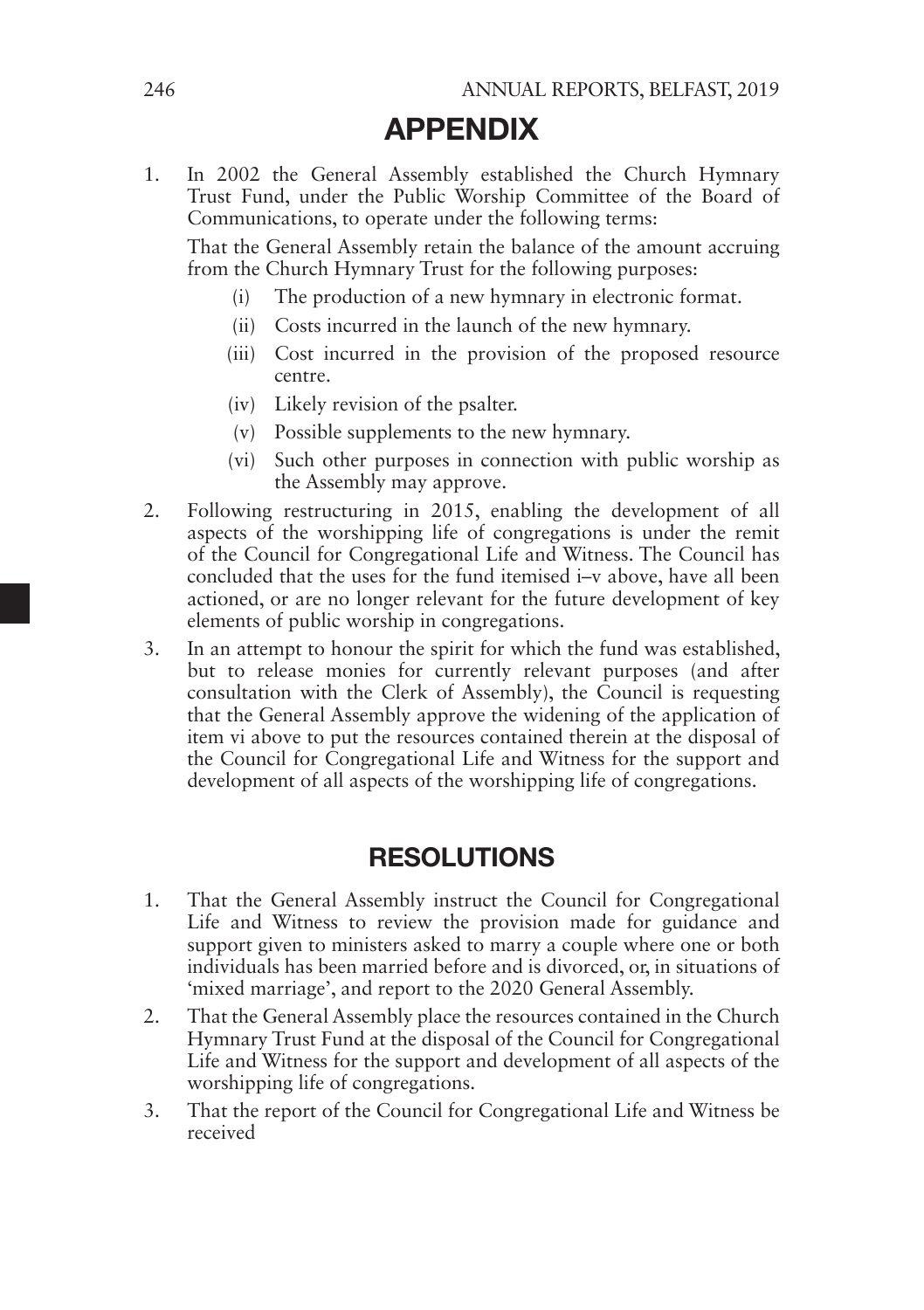## APPENDIX

1. In 2002 the General Assembly established the Church Hymnary Trust Fund, under the Public Worship Committee of the Board of Communications, to operate under the following terms:

   That the General Assembly retain the balance of the amount accruing from the Church Hymnary Trust for the following purposes:

   (i) The production of a new hymnary in electronic format.

   (ii) Costs incurred in the launch of the new hymnary.

   (iii) Cost incurred in the provision of the proposed resource centre.

   (iv) Likely revision of the psalter.

   (v) Possible supplements to the new hymnary.

   (vi) Such other purposes in connection with public worship as the Assembly may approve.

2. Following restructuring in 2015, enabling the development of all aspects of the worshipping life of congregations is under the remit of the Council for Congregational Life and Witness. The Council has concluded that the uses for the fund itemised i–v above, have all been actioned, or are no longer relevant for the future development of key elements of public worship in congregations.

3. In an attempt to honour the spirit for which the fund was established, but to release monies for currently relevant purposes (and after consultation with the Clerk of Assembly), the Council is requesting that the General Assembly approve the widening of the application of item vi above to put the resources contained therein at the disposal of the Council for Congregational Life and Witness for the support and development of all aspects of the worshipping life of congregations.

## RESOLUTIONS

1. That the General Assembly instruct the Council for Congregational Life and Witness to review the provision made for guidance and support given to ministers asked to marry a couple where one or both individuals has been married before and is divorced, or, in situations of 'mixed marriage', and report to the 2020 General Assembly.

2. That the General Assembly place the resources contained in the Church Hymnary Trust Fund at the disposal of the Council for Congregational Life and Witness for the support and development of all aspects of the worshipping life of congregations.

3. That the report of the Council for Congregational Life and Witness be received